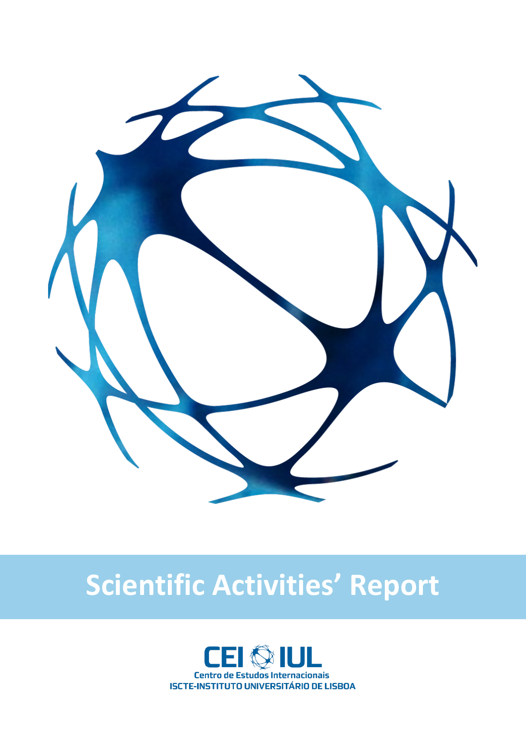# Scientific Activities' Report

CEI IUL

Centro de Estudos Internacionais

ISCTE-INSTITUTO UNIVERSITÁRIO DE LISBOA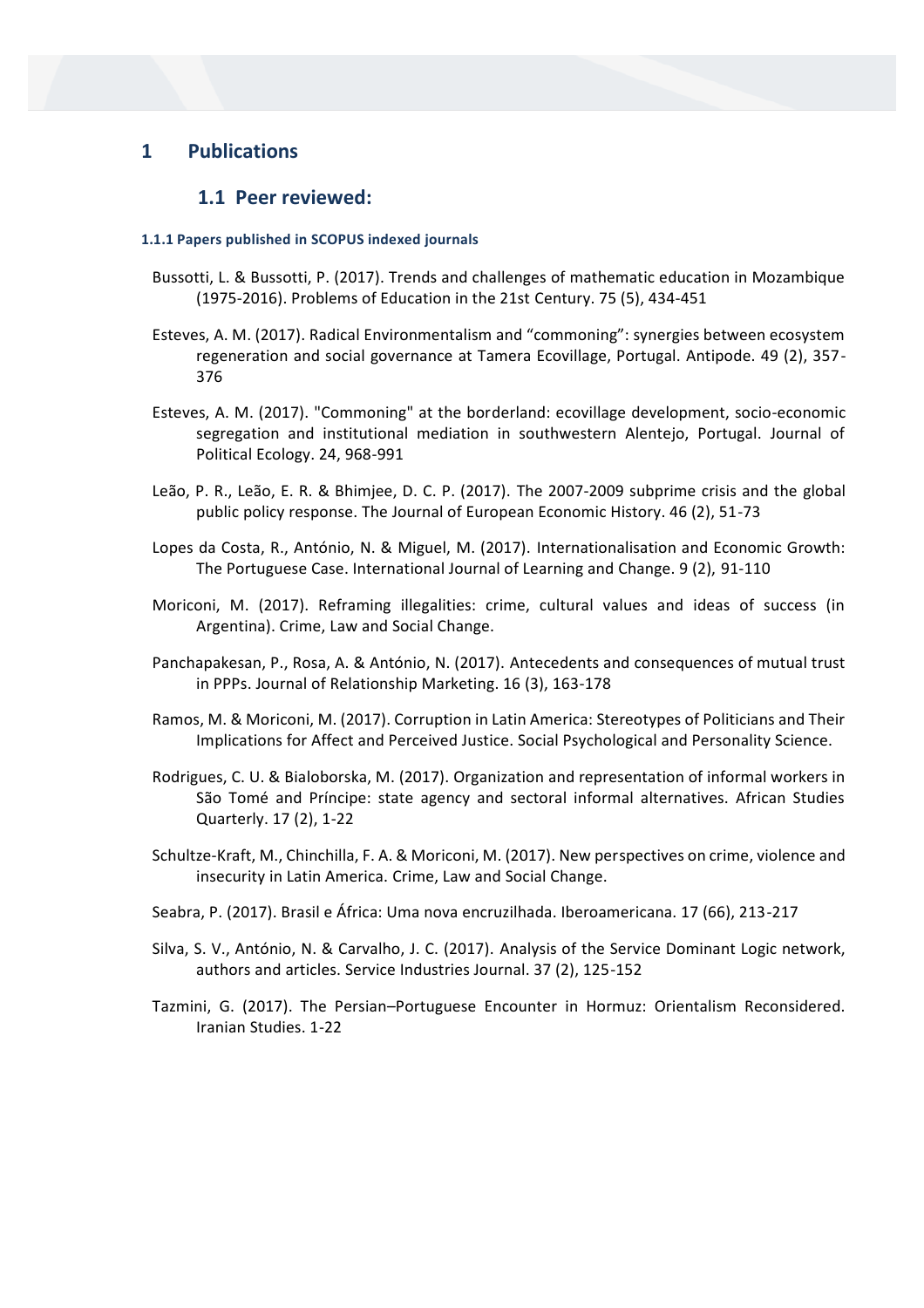# 1 Publications

## 1.1 Peer reviewed:

### 1.1.1 Papers published in SCOPUS indexed journals

Bussotti, L. & Bussotti, P. (2017). Trends and challenges of mathematic education in Mozambique (1975-2016). Problems of Education in the 21st Century. 75 (5), 434-451

Esteves, A. M. (2017). Radical Environmentalism and “commoning”: synergies between ecosystem regeneration and social governance at Tamera Ecovillage, Portugal. Antipode. 49 (2), 357-376

Esteves, A. M. (2017). "Commoning" at the borderland: ecovillage development, socio-economic segregation and institutional mediation in southwestern Alentejo, Portugal. Journal of Political Ecology. 24, 968-991

Leão, P. R., Leão, E. R. & Bhimjee, D. C. P. (2017). The 2007-2009 subprime crisis and the global public policy response. The Journal of European Economic History. 46 (2), 51-73

Lopes da Costa, R., António, N. & Miguel, M. (2017). Internationalisation and Economic Growth: The Portuguese Case. International Journal of Learning and Change. 9 (2), 91-110

Moriconi, M. (2017). Reframing illegalities: crime, cultural values and ideas of success (in Argentina). Crime, Law and Social Change.

Panchapakesan, P., Rosa, A. & António, N. (2017). Antecedents and consequences of mutual trust in PPPs. Journal of Relationship Marketing. 16 (3), 163-178

Ramos, M. & Moriconi, M. (2017). Corruption in Latin America: Stereotypes of Politicians and Their Implications for Affect and Perceived Justice. Social Psychological and Personality Science.

Rodrigues, C. U. & Bialoborska, M. (2017). Organization and representation of informal workers in São Tomé and Príncipe: state agency and sectoral informal alternatives. African Studies Quarterly. 17 (2), 1-22

Schultze-Kraft, M., Chinchilla, F. A. & Moriconi, M. (2017). New perspectives on crime, violence and insecurity in Latin America. Crime, Law and Social Change.

Seabra, P. (2017). Brasil e África: Uma nova encruzilhada. Iberoamericana. 17 (66), 213-217

Silva, S. V., António, N. & Carvalho, J. C. (2017). Analysis of the Service Dominant Logic network, authors and articles. Service Industries Journal. 37 (2), 125-152

Tazmini, G. (2017). The Persian–Portuguese Encounter in Hormuz: Orientalism Reconsidered. Iranian Studies. 1-22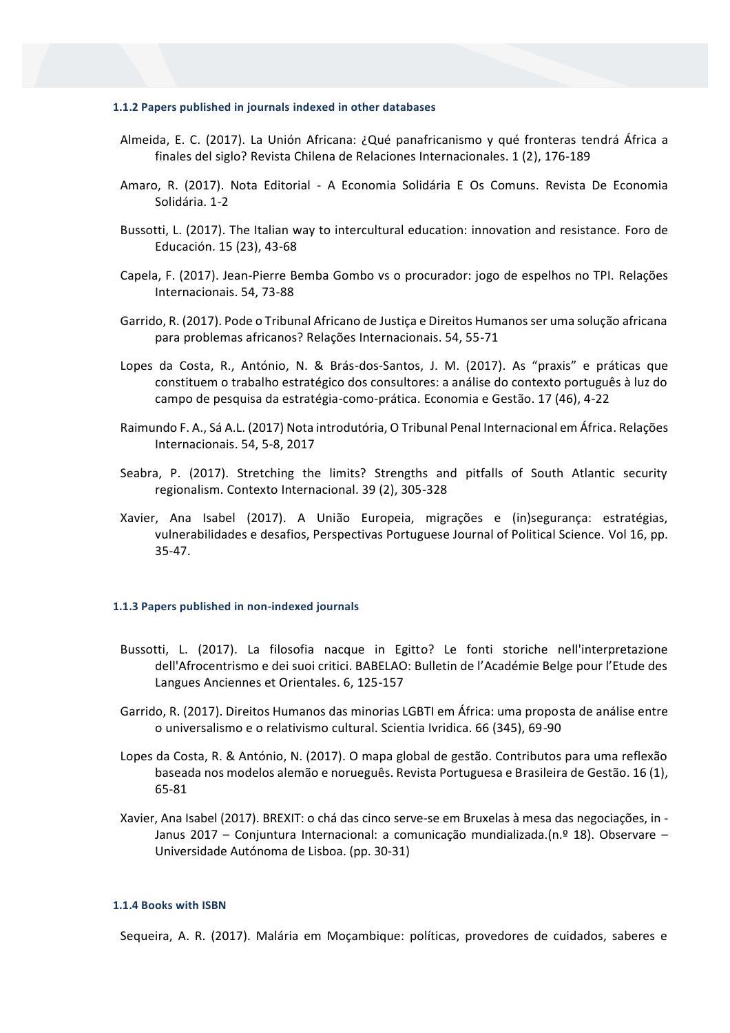#### 1.1.2 Papers published in journals indexed in other databases

Almeida, E. C. (2017). La Unión Africana: ¿Qué panafricanismo y qué fronteras tendrá África a finales del siglo? Revista Chilena de Relaciones Internacionales. 1 (2), 176-189

Amaro, R. (2017). Nota Editorial - A Economia Solidária E Os Comuns. Revista De Economia Solidária. 1-2

Bussotti, L. (2017). The Italian way to intercultural education: innovation and resistance. Foro de Educación. 15 (23), 43-68

Capela, F. (2017). Jean-Pierre Bemba Gombo vs o procurador: jogo de espelhos no TPI. Relações Internacionais. 54, 73-88

Garrido, R. (2017). Pode o Tribunal Africano de Justiça e Direitos Humanos ser uma solução africana para problemas africanos? Relações Internacionais. 54, 55-71

Lopes da Costa, R., António, N. & Brás-dos-Santos, J. M. (2017). As "praxis" e práticas que constituem o trabalho estratégico dos consultores: a análise do contexto português à luz do campo de pesquisa da estratégia-como-prática. Economia e Gestão. 17 (46), 4-22

Raimundo F. A., Sá A.L. (2017) Nota introdutória, O Tribunal Penal Internacional em África. Relações Internacionais. 54, 5-8, 2017

Seabra, P. (2017). Stretching the limits? Strengths and pitfalls of South Atlantic security regionalism. Contexto Internacional. 39 (2), 305-328

Xavier, Ana Isabel (2017). A União Europeia, migrações e (in)segurança: estratégias, vulnerabilidades e desafios, Perspectivas Portuguese Journal of Political Science. Vol 16, pp. 35-47.

#### 1.1.3 Papers published in non-indexed journals

Bussotti, L. (2017). La filosofia nacque in Egitto? Le fonti storiche nell'interpretazione dell'Afrocentrismo e dei suoi critici. BABELAO: Bulletin de l'Académie Belge pour l'Etude des Langues Anciennes et Orientales. 6, 125-157

Garrido, R. (2017). Direitos Humanos das minorias LGBTI em África: uma proposta de análise entre o universalismo e o relativismo cultural. Scientia Ivridica. 66 (345), 69-90

Lopes da Costa, R. & António, N. (2017). O mapa global de gestão. Contributos para uma reflexão baseada nos modelos alemão e norueguês. Revista Portuguesa e Brasileira de Gestão. 16 (1), 65-81

Xavier, Ana Isabel (2017). BREXIT: o chá das cinco serve-se em Bruxelas à mesa das negociações, in - Janus 2017 – Conjuntura Internacional: a comunicação mundializada.(n.º 18). Observare – Universidade Autónoma de Lisboa. (pp. 30-31)

#### 1.1.4 Books with ISBN

Sequeira, A. R. (2017). Malária em Moçambique: políticas, provedores de cuidados, saberes e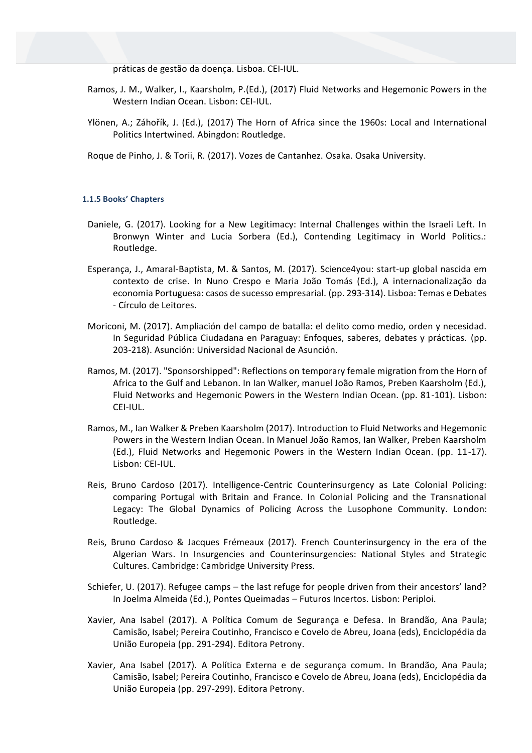práticas de gestão da doença. Lisboa. CEI-IUL.

Ramos, J. M., Walker, I., Kaarsholm, P.(Ed.), (2017) Fluid Networks and Hegemonic Powers in the Western Indian Ocean. Lisbon: CEI-IUL.

Ylönen, A.; Záhořík, J. (Ed.), (2017) The Horn of Africa since the 1960s: Local and International Politics Intertwined. Abingdon: Routledge.

Roque de Pinho, J. & Torii, R. (2017). Vozes de Cantanhez. Osaka. Osaka University.

#### 1.1.5 Books' Chapters

Daniele, G. (2017). Looking for a New Legitimacy: Internal Challenges within the Israeli Left. In Bronwyn Winter and Lucia Sorbera (Ed.), Contending Legitimacy in World Politics.: Routledge.

Esperança, J., Amaral-Baptista, M. & Santos, M. (2017). Science4you: start-up global nascida em contexto de crise. In Nuno Crespo e Maria João Tomás (Ed.), A internacionalização da economia Portuguesa: casos de sucesso empresarial. (pp. 293-314). Lisboa: Temas e Debates - Círculo de Leitores.

Moriconi, M. (2017). Ampliación del campo de batalla: el delito como medio, orden y necesidad. In Seguridad Pública Ciudadana en Paraguay: Enfoques, saberes, debates y prácticas. (pp. 203-218). Asunción: Universidad Nacional de Asunción.

Ramos, M. (2017). "Sponsorshipped": Reflections on temporary female migration from the Horn of Africa to the Gulf and Lebanon. In Ian Walker, manuel João Ramos, Preben Kaarsholm (Ed.), Fluid Networks and Hegemonic Powers in the Western Indian Ocean. (pp. 81-101). Lisbon: CEI-IUL.

Ramos, M., Ian Walker & Preben Kaarsholm (2017). Introduction to Fluid Networks and Hegemonic Powers in the Western Indian Ocean. In Manuel João Ramos, Ian Walker, Preben Kaarsholm (Ed.), Fluid Networks and Hegemonic Powers in the Western Indian Ocean. (pp. 11-17). Lisbon: CEI-IUL.

Reis, Bruno Cardoso (2017). Intelligence-Centric Counterinsurgency as Late Colonial Policing: comparing Portugal with Britain and France. In Colonial Policing and the Transnational Legacy: The Global Dynamics of Policing Across the Lusophone Community. London: Routledge.

Reis, Bruno Cardoso & Jacques Frémeaux (2017). French Counterinsurgency in the era of the Algerian Wars. In Insurgencies and Counterinsurgencies: National Styles and Strategic Cultures. Cambridge: Cambridge University Press.

Schiefer, U. (2017). Refugee camps – the last refuge for people driven from their ancestors' land? In Joelma Almeida (Ed.), Pontes Queimadas – Futuros Incertos. Lisbon: Periploi.

Xavier, Ana Isabel (2017). A Política Comum de Segurança e Defesa. In Brandão, Ana Paula; Camisão, Isabel; Pereira Coutinho, Francisco e Covelo de Abreu, Joana (eds), Enciclopédia da União Europeia (pp. 291-294). Editora Petrony.

Xavier, Ana Isabel (2017). A Política Externa e de segurança comum. In Brandão, Ana Paula; Camisão, Isabel; Pereira Coutinho, Francisco e Covelo de Abreu, Joana (eds), Enciclopédia da União Europeia (pp. 297-299). Editora Petrony.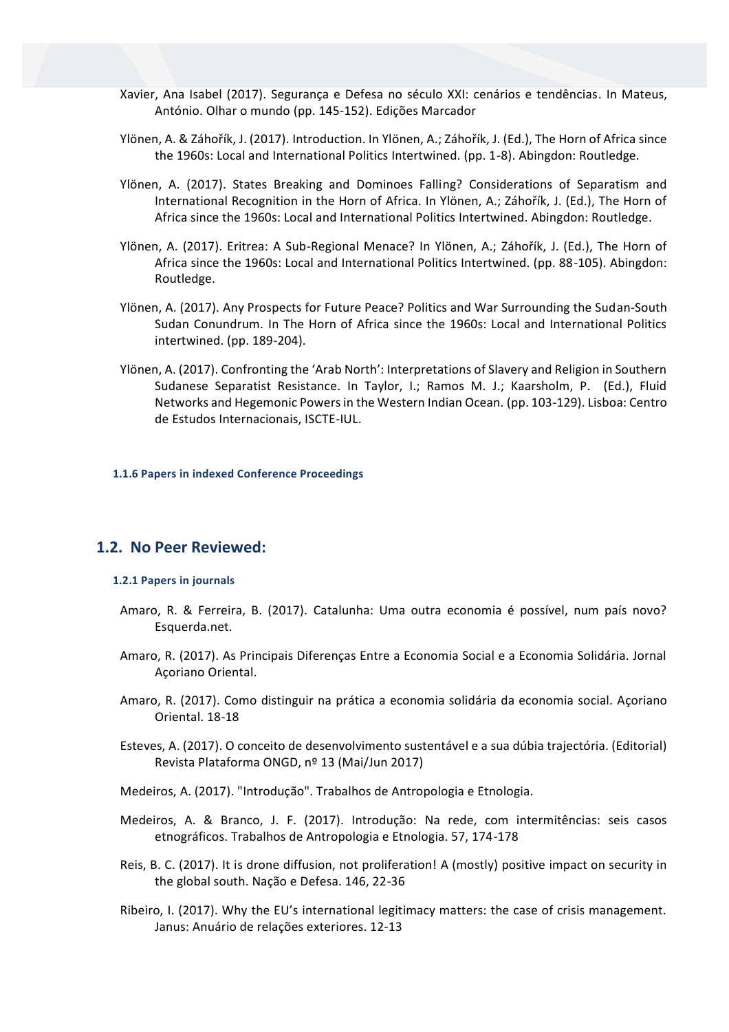Xavier, Ana Isabel (2017). Segurança e Defesa no século XXI: cenários e tendências. In Mateus, António. Olhar o mundo (pp. 145-152). Edições Marcador

Ylönen, A. & Záhořík, J. (2017). Introduction. In Ylönen, A.; Záhořík, J. (Ed.), The Horn of Africa since the 1960s: Local and International Politics Intertwined. (pp. 1-8). Abingdon: Routledge.

Ylönen, A. (2017). States Breaking and Dominoes Falling? Considerations of Separatism and International Recognition in the Horn of Africa. In Ylönen, A.; Záhořík, J. (Ed.), The Horn of Africa since the 1960s: Local and International Politics Intertwined. Abingdon: Routledge.

Ylönen, A. (2017). Eritrea: A Sub-Regional Menace? In Ylönen, A.; Záhořík, J. (Ed.), The Horn of Africa since the 1960s: Local and International Politics Intertwined. (pp. 88-105). Abingdon: Routledge.

Ylönen, A. (2017). Any Prospects for Future Peace? Politics and War Surrounding the Sudan-South Sudan Conundrum. In The Horn of Africa since the 1960s: Local and International Politics intertwined. (pp. 189-204).

Ylönen, A. (2017). Confronting the 'Arab North': Interpretations of Slavery and Religion in Southern Sudanese Separatist Resistance. In Taylor, I.; Ramos M. J.; Kaarsholm, P. (Ed.), Fluid Networks and Hegemonic Powers in the Western Indian Ocean. (pp. 103-129). Lisboa: Centro de Estudos Internacionais, ISCTE-IUL.

#### 1.1.6 Papers in indexed Conference Proceedings

## 1.2. No Peer Reviewed:

#### 1.2.1 Papers in journals

Amaro, R. & Ferreira, B. (2017). Catalunha: Uma outra economia é possível, num país novo? Esquerda.net.

Amaro, R. (2017). As Principais Diferenças Entre a Economia Social e a Economia Solidária. Jornal Açoriano Oriental.

Amaro, R. (2017). Como distinguir na prática a economia solidária da economia social. Açoriano Oriental. 18-18

Esteves, A. (2017). O conceito de desenvolvimento sustentável e a sua dúbia trajectória. (Editorial) Revista Plataforma ONGD, nº 13 (Mai/Jun 2017)

Medeiros, A. (2017). "Introdução". Trabalhos de Antropologia e Etnologia.

Medeiros, A. & Branco, J. F. (2017). Introdução: Na rede, com intermitências: seis casos etnográficos. Trabalhos de Antropologia e Etnologia. 57, 174-178

Reis, B. C. (2017). It is drone diffusion, not proliferation! A (mostly) positive impact on security in the global south. Nação e Defesa. 146, 22-36

Ribeiro, I. (2017). Why the EU's international legitimacy matters: the case of crisis management. Janus: Anuário de relações exteriores. 12-13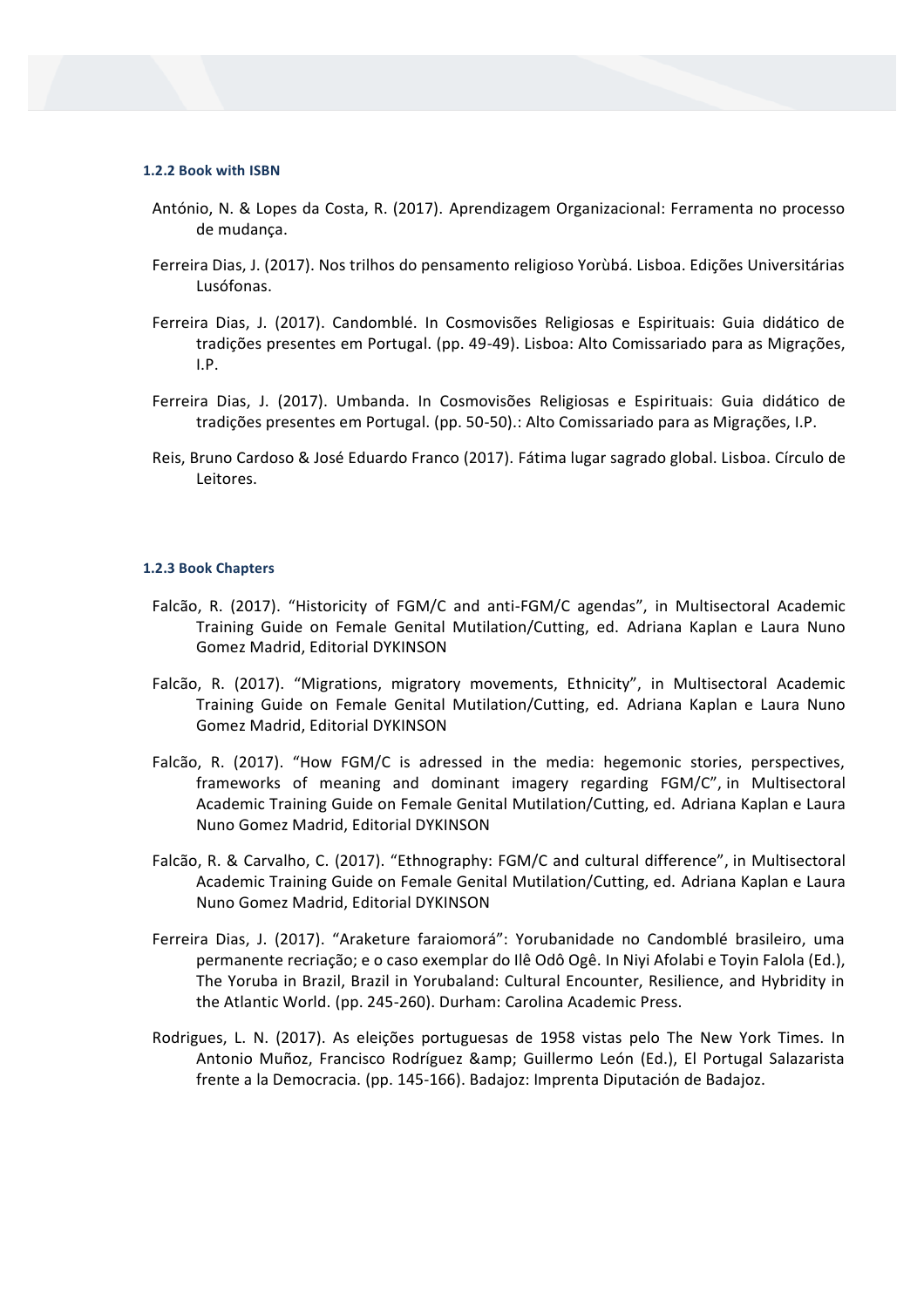#### 1.2.2 Book with ISBN

António, N. & Lopes da Costa, R. (2017). Aprendizagem Organizacional: Ferramenta no processo de mudança.

Ferreira Dias, J. (2017). Nos trilhos do pensamento religioso Yorùbá. Lisboa. Edições Universitárias Lusófonas.

Ferreira Dias, J. (2017). Candomblé. In Cosmovisões Religiosas e Espirituais: Guia didático de tradições presentes em Portugal. (pp. 49-49). Lisboa: Alto Comissariado para as Migrações, I.P.

Ferreira Dias, J. (2017). Umbanda. In Cosmovisões Religiosas e Espirituais: Guia didático de tradições presentes em Portugal. (pp. 50-50).: Alto Comissariado para as Migrações, I.P.

Reis, Bruno Cardoso & José Eduardo Franco (2017). Fátima lugar sagrado global. Lisboa. Círculo de Leitores.

#### 1.2.3 Book Chapters

Falcão, R. (2017). "Historicity of FGM/C and anti-FGM/C agendas", in Multisectoral Academic Training Guide on Female Genital Mutilation/Cutting, ed. Adriana Kaplan e Laura Nuno Gomez Madrid, Editorial DYKINSON

Falcão, R. (2017). "Migrations, migratory movements, Ethnicity", in Multisectoral Academic Training Guide on Female Genital Mutilation/Cutting, ed. Adriana Kaplan e Laura Nuno Gomez Madrid, Editorial DYKINSON

Falcão, R. (2017). "How FGM/C is adressed in the media: hegemonic stories, perspectives, frameworks of meaning and dominant imagery regarding FGM/C", in Multisectoral Academic Training Guide on Female Genital Mutilation/Cutting, ed. Adriana Kaplan e Laura Nuno Gomez Madrid, Editorial DYKINSON

Falcão, R. & Carvalho, C. (2017). "Ethnography: FGM/C and cultural difference", in Multisectoral Academic Training Guide on Female Genital Mutilation/Cutting, ed. Adriana Kaplan e Laura Nuno Gomez Madrid, Editorial DYKINSON

Ferreira Dias, J. (2017). "Araketure faraiomorá": Yorubanidade no Candomblé brasileiro, uma permanente recriação; e o caso exemplar do Ilê Odô Ogê. In Niyi Afolabi e Toyin Falola (Ed.), The Yoruba in Brazil, Brazil in Yorubaland: Cultural Encounter, Resilience, and Hybridity in the Atlantic World. (pp. 245-260). Durham: Carolina Academic Press.

Rodrigues, L. N. (2017). As eleições portuguesas de 1958 vistas pelo The New York Times. In Antonio Muñoz, Francisco Rodríguez &amp; Guillermo León (Ed.), El Portugal Salazarista frente a la Democracia. (pp. 145-166). Badajoz: Imprenta Diputación de Badajoz.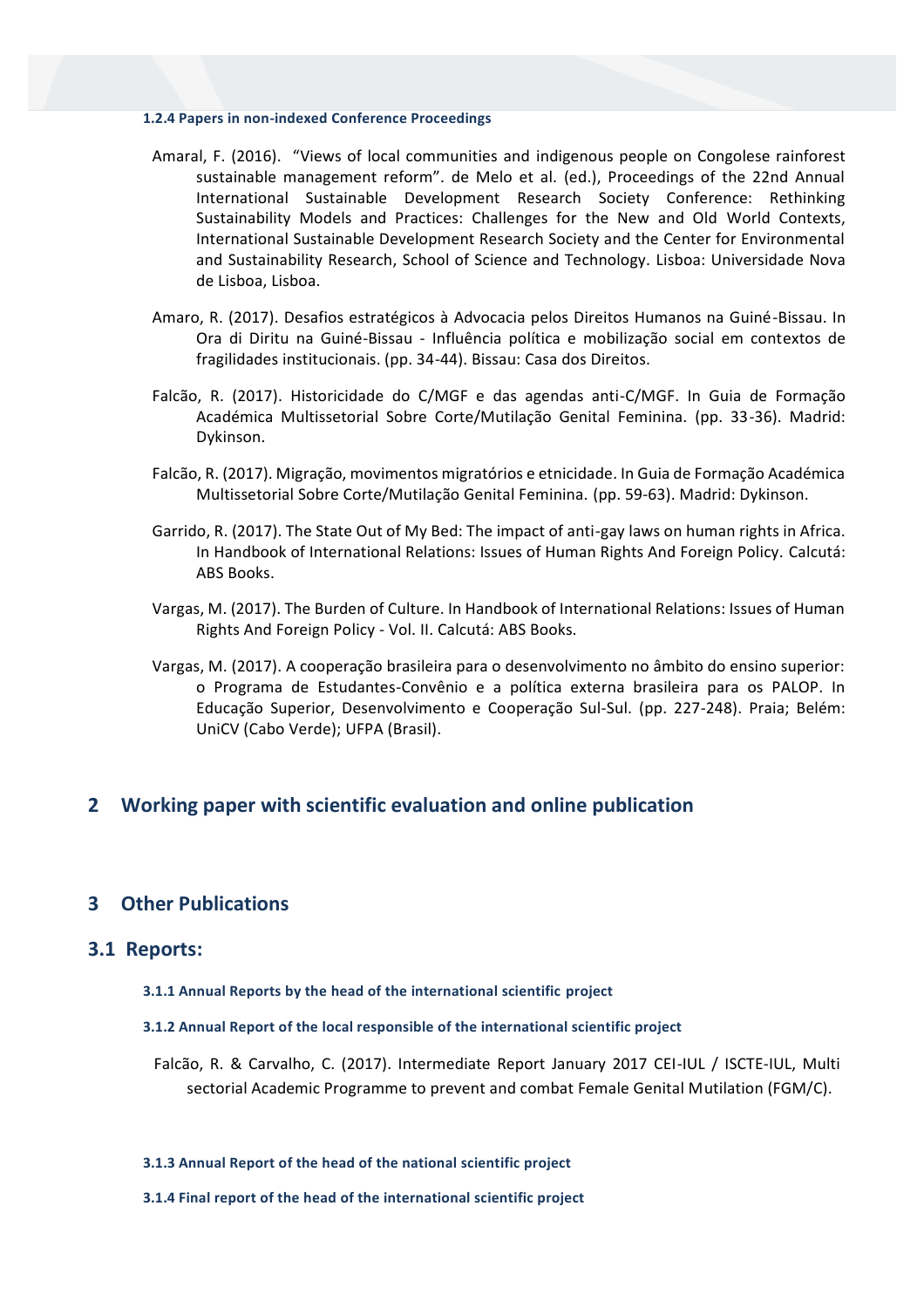#### 1.2.4 Papers in non-indexed Conference Proceedings

Amaral, F. (2016). "Views of local communities and indigenous people on Congolese rainforest sustainable management reform". de Melo et al. (ed.), Proceedings of the 22nd Annual International Sustainable Development Research Society Conference: Rethinking Sustainability Models and Practices: Challenges for the New and Old World Contexts, International Sustainable Development Research Society and the Center for Environmental and Sustainability Research, School of Science and Technology. Lisboa: Universidade Nova de Lisboa, Lisboa.

Amaro, R. (2017). Desafios estratégicos à Advocacia pelos Direitos Humanos na Guiné-Bissau. In Ora di Diritu na Guiné-Bissau - Influência política e mobilização social em contextos de fragilidades institucionais. (pp. 34-44). Bissau: Casa dos Direitos.

Falcão, R. (2017). Historicidade do C/MGF e das agendas anti-C/MGF. In Guia de Formação Académica Multissetorial Sobre Corte/Mutilação Genital Feminina. (pp. 33-36). Madrid: Dykinson.

Falcão, R. (2017). Migração, movimentos migratórios e etnicidade. In Guia de Formação Académica Multissetorial Sobre Corte/Mutilação Genital Feminina. (pp. 59-63). Madrid: Dykinson.

Garrido, R. (2017). The State Out of My Bed: The impact of anti-gay laws on human rights in Africa. In Handbook of International Relations: Issues of Human Rights And Foreign Policy. Calcutá: ABS Books.

Vargas, M. (2017). The Burden of Culture. In Handbook of International Relations: Issues of Human Rights And Foreign Policy - Vol. II. Calcutá: ABS Books.

Vargas, M. (2017). A cooperação brasileira para o desenvolvimento no âmbito do ensino superior: o Programa de Estudantes-Convênio e a política externa brasileira para os PALOP. In Educação Superior, Desenvolvimento e Cooperação Sul-Sul. (pp. 227-248). Praia; Belém: UniCV (Cabo Verde); UFPA (Brasil).

# 2 Working paper with scientific evaluation and online publication

# 3 Other Publications

## 3.1 Reports:

#### 3.1.1 Annual Reports by the head of the international scientific project

#### 3.1.2 Annual Report of the local responsible of the international scientific project

Falcão, R. & Carvalho, C. (2017). Intermediate Report January 2017 CEI-IUL / ISCTE-IUL, Multi sectorial Academic Programme to prevent and combat Female Genital Mutilation (FGM/C).

#### 3.1.3 Annual Report of the head of the national scientific project

#### 3.1.4 Final report of the head of the international scientific project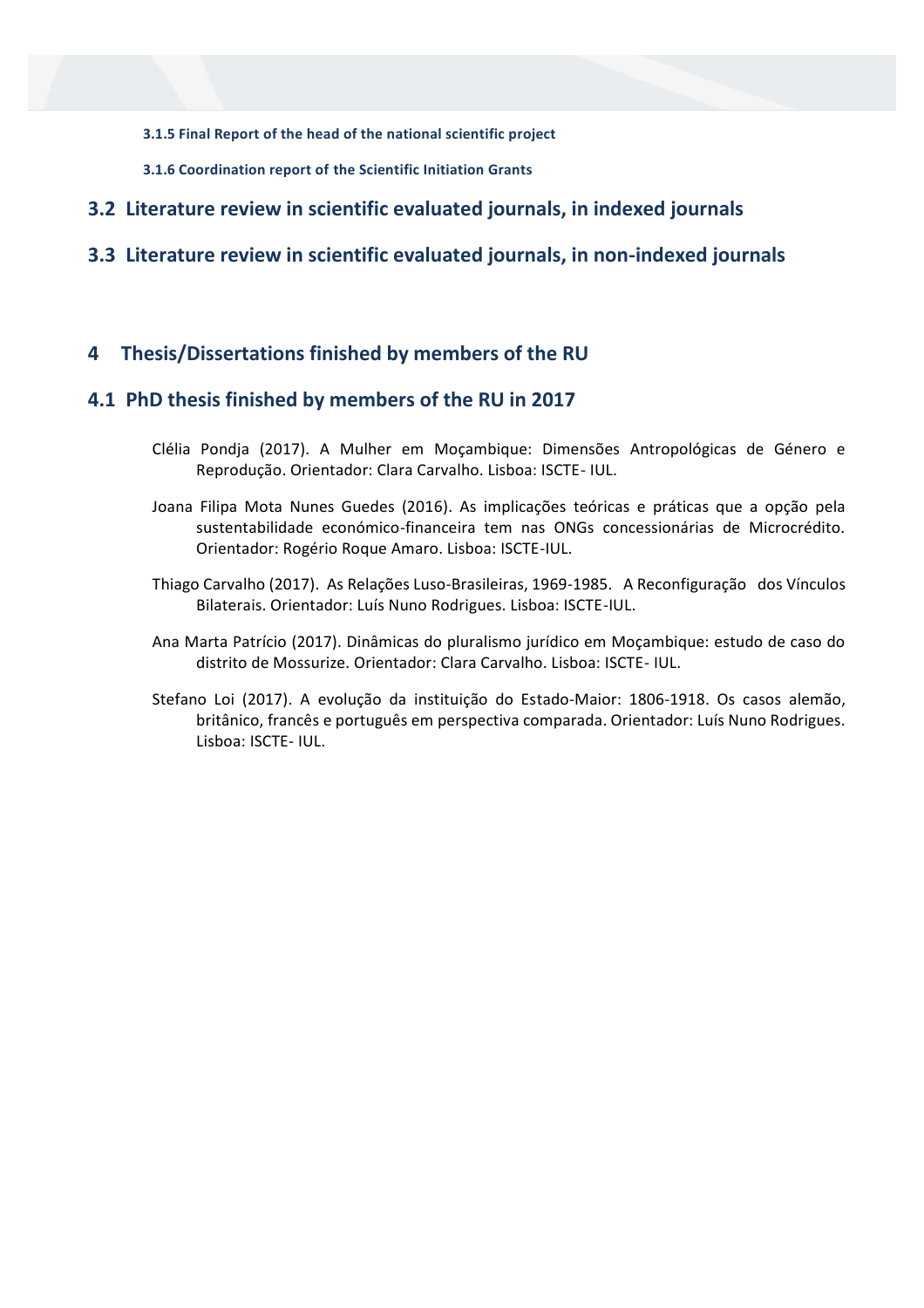#### 3.1.5 Final Report of the head of the national scientific project

#### 3.1.6 Coordination report of the Scientific Initiation Grants

## 3.2 Literature review in scientific evaluated journals, in indexed journals

## 3.3 Literature review in scientific evaluated journals, in non-indexed journals

# 4 Thesis/Dissertations finished by members of the RU

## 4.1 PhD thesis finished by members of the RU in 2017

Clélia Pondja (2017). A Mulher em Moçambique: Dimensões Antropológicas de Género e Reprodução. Orientador: Clara Carvalho. Lisboa: ISCTE- IUL.

Joana Filipa Mota Nunes Guedes (2016). As implicações teóricas e práticas que a opção pela sustentabilidade económico-financeira tem nas ONGs concessionárias de Microcrédito. Orientador: Rogério Roque Amaro. Lisboa: ISCTE-IUL.

Thiago Carvalho (2017). As Relações Luso-Brasileiras, 1969-1985. A Reconfiguração dos Vínculos Bilaterais. Orientador: Luís Nuno Rodrigues. Lisboa: ISCTE-IUL.

Ana Marta Patrício (2017). Dinâmicas do pluralismo jurídico em Moçambique: estudo de caso do distrito de Mossurize. Orientador: Clara Carvalho. Lisboa: ISCTE- IUL.

Stefano Loi (2017). A evolução da instituição do Estado-Maior: 1806-1918. Os casos alemão, britânico, francês e português em perspectiva comparada. Orientador: Luís Nuno Rodrigues. Lisboa: ISCTE- IUL.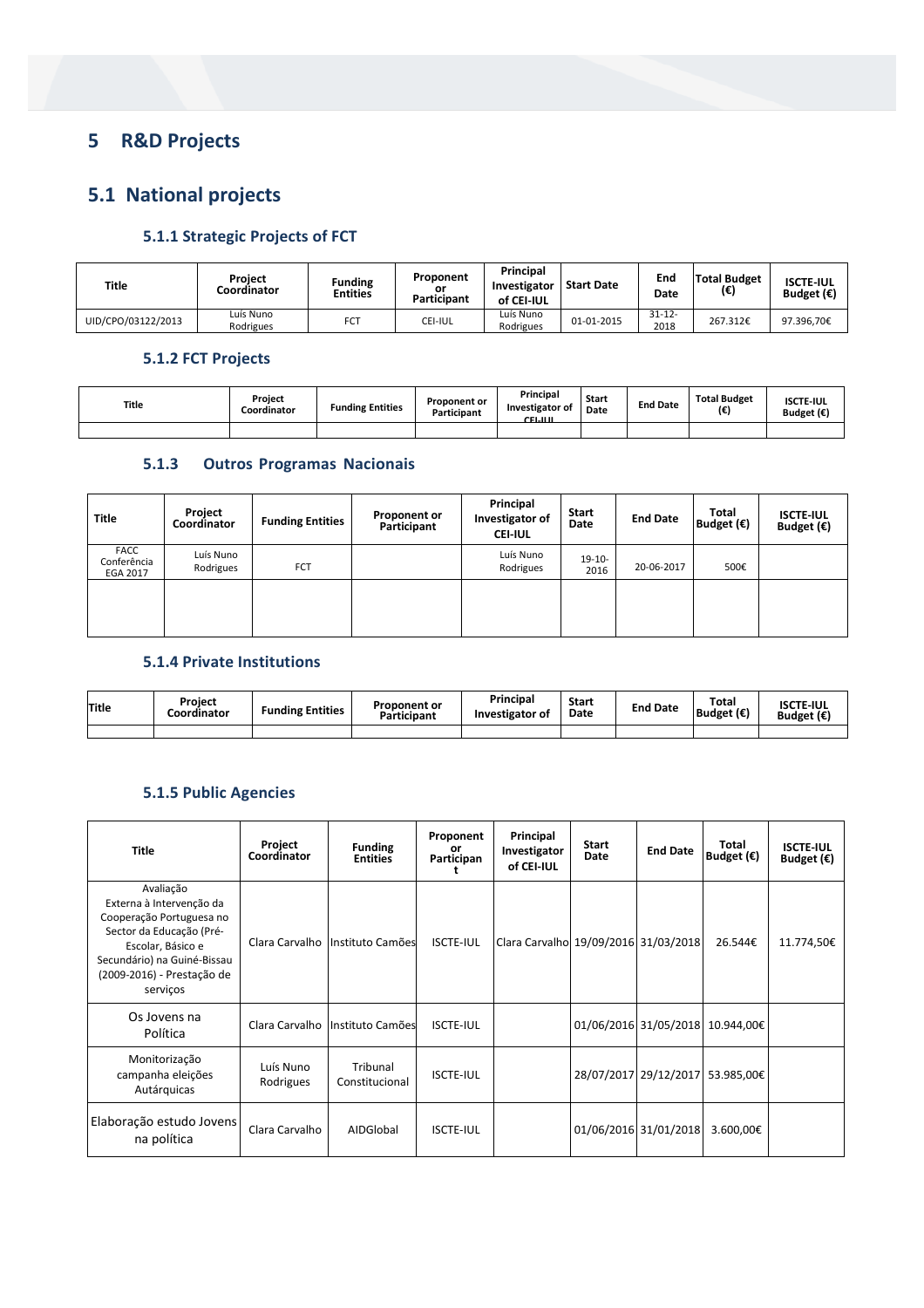# 5 R&D Projects

## 5.1 National projects

### 5.1.1 Strategic Projects of FCT

| Title | Project Coordinator | Funding Entities | Proponent or Participant | Principal Investigator of CEI-IUL | Start Date | End Date | Total Budget (€) | ISCTE-IUL Budget (€) |
|---|---|---|---|---|---|---|---|---|
| UID/CPO/03122/2013 | Luís Nuno Rodrigues | FCT | CEI-IUL | Luís Nuno Rodrigues | 01-01-2015 | 31-12-2018 | 267.312€ | 97.396,70€ |

### 5.1.2 FCT Projects

| Title | Project Coordinator | Funding Entities | Proponent or Participant | Principal Investigator of CEI-IUL | Start Date | End Date | Total Budget (€) | ISCTE-IUL Budget (€) |
|---|---|---|---|---|---|---|---|---|
| | | | | | | | | |

### 5.1.3 Outros Programas Nacionais

| Title | Project Coordinator | Funding Entities | Proponent or Participant | Principal Investigator of CEI-IUL | Start Date | End Date | Total Budget (€) | ISCTE-IUL Budget (€) |
|---|---|---|---|---|---|---|---|---|
| FACC Conferência EGA 2017 | Luís Nuno Rodrigues | FCT | | Luís Nuno Rodrigues | 19-10-2016 | 20-06-2017 | 500€ | |
| | | | | | | | | |

### 5.1.4 Private Institutions

| Title | Project Coordinator | Funding Entities | Proponent or Participant | Principal Investigator of | Start Date | End Date | Total Budget (€) | ISCTE-IUL Budget (€) |
|---|---|---|---|---|---|---|---|---|
| | | | | | | | | |

### 5.1.5 Public Agencies

| Title | Project Coordinator | Funding Entities | Proponent or Participant | Principal Investigator of CEI-IUL | Start Date | End Date | Total Budget (€) | ISCTE-IUL Budget (€) |
|---|---|---|---|---|---|---|---|---|
| Avaliação Externa à Intervenção da Cooperação Portuguesa no Sector da Educação (Pré-Escolar, Básico e Secundário) na Guiné-Bissau (2009-2016) - Prestação de serviços | Clara Carvalho | Instituto Camões | ISCTE-IUL | Clara Carvalho | 19/09/2016 | 31/03/2018 | 26.544€ | 11.774,50€ |
| Os Jovens na Política | Clara Carvalho | Instituto Camões | ISCTE-IUL | | 01/06/2016 | 31/05/2018 | 10.944,00€ | |
| Monitorização campanha eleições Autárquicas | Luís Nuno Rodrigues | Tribunal Constitucional | ISCTE-IUL | | 28/07/2017 | 29/12/2017 | 53.985,00€ | |
| Elaboração estudo Jovens na política | Clara Carvalho | AIDGlobal | ISCTE-IUL | | 01/06/2016 | 31/01/2018 | 3.600,00€ | |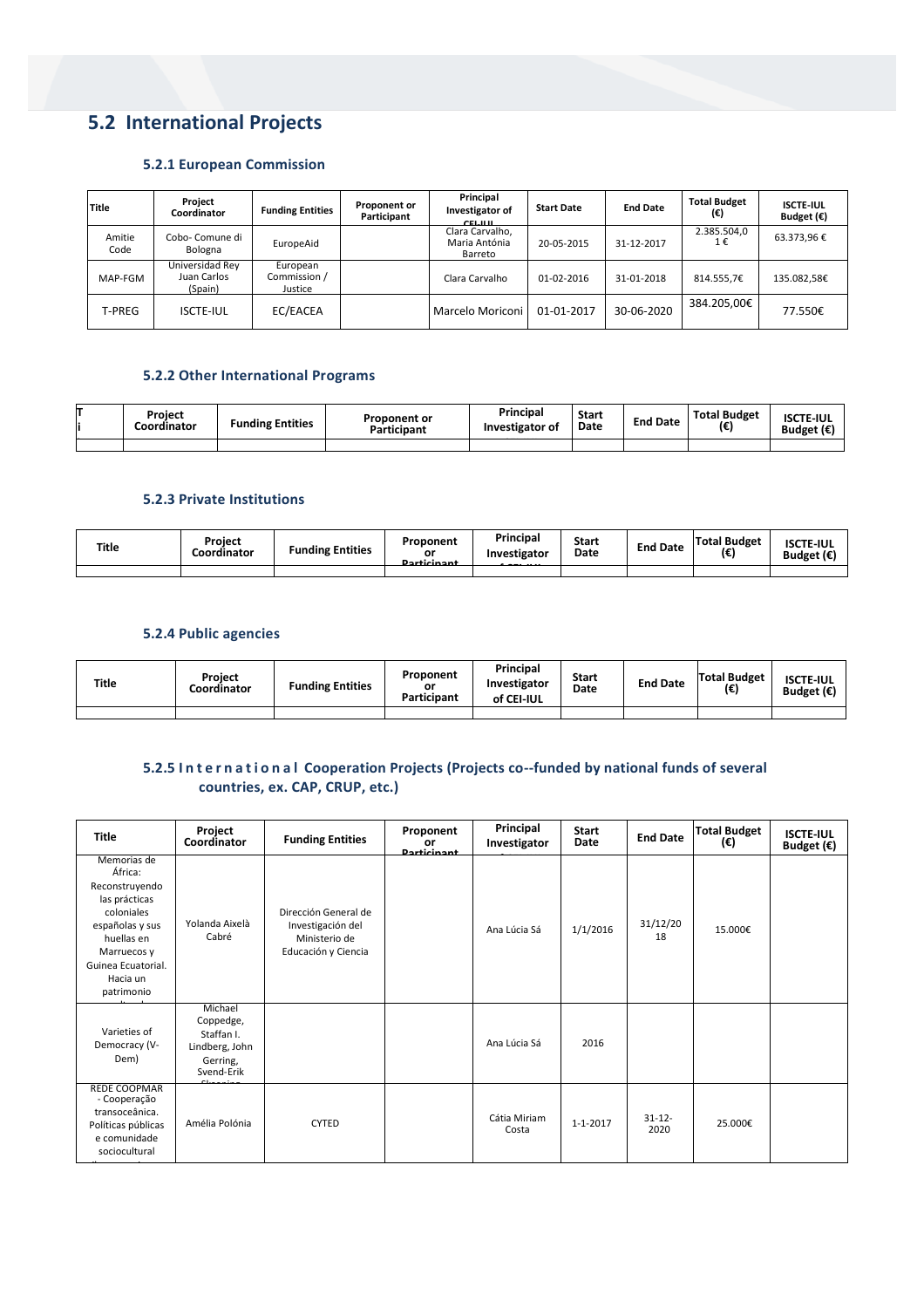## 5.2 International Projects

### 5.2.1 European Commission

| Title | Project Coordinator | Funding Entities | Proponent or Participant | Principal Investigator of CEI-IUL | Start Date | End Date | Total Budget (€) | ISCTE-IUL Budget (€) |
|---|---|---|---|---|---|---|---|---|
| Amitie Code | Cobo- Comune di Bologna | EuropeAid | | Clara Carvalho, Maria Antónia Barreto | 20-05-2015 | 31-12-2017 | 2.385.504,01 € | 63.373,96 € |
| MAP-FGM | Universidad Rey Juan Carlos (Spain) | European Commission / Justice | | Clara Carvalho | 01-02-2016 | 31-01-2018 | 814.555,7€ | 135.082,58€ |
| T-PREG | ISCTE-IUL | EC/EACEA | | Marcelo Moriconi | 01-01-2017 | 30-06-2020 | 384.205,00€ | 77.550€ |

### 5.2.2 Other International Programs

| Ti | Project Coordinator | Funding Entities | Proponent or Participant | Principal Investigator of | Start Date | End Date | Total Budget (€) | ISCTE-IUL Budget (€) |
|---|---|---|---|---|---|---|---|---|
| | | | | | | | | |

### 5.2.3 Private Institutions

| Title | Project Coordinator | Funding Entities | Proponent or Participant | Principal Investigator of CEI-IUL | Start Date | End Date | Total Budget (€) | ISCTE-IUL Budget (€) |
|---|---|---|---|---|---|---|---|---|
| | | | | | | | | |

### 5.2.4 Public agencies

| Title | Project Coordinator | Funding Entities | Proponent or Participant | Principal Investigator of CEI-IUL | Start Date | End Date | Total Budget (€) | ISCTE-IUL Budget (€) |
|---|---|---|---|---|---|---|---|---|
| | | | | | | | | |

### 5.2.5 International Cooperation Projects (Projects co--funded by national funds of several countries, ex. CAP, CRUP, etc.)

| Title | Project Coordinator | Funding Entities | Proponent or Participant | Principal Investigator | Start Date | End Date | Total Budget (€) | ISCTE-IUL Budget (€) |
|---|---|---|---|---|---|---|---|---|
| Memorias de África: Reconstruyendo las prácticas coloniales españolas y sus huellas en Marruecos y Guinea Ecuatorial. Hacia un patrimonio | Yolanda Aixelà Cabré | Dirección General de Investigación del Ministerio de Educación y Ciencia | | Ana Lúcia Sá | 1/1/2016 | 31/12/2018 | 15.000€ | |
| Varieties of Democracy (V-Dem) | Michael Coppedge, Staffan I. Lindberg, John Gerring, Svend-Erik | | | Ana Lúcia Sá | 2016 | | | |
| REDE COOPMAR - Cooperação transoceânica. Políticas públicas e comunidade sociocultural | Amélia Polónia | CYTED | | Cátia Miriam Costa | 1-1-2017 | 31-12-2020 | 25.000€ | |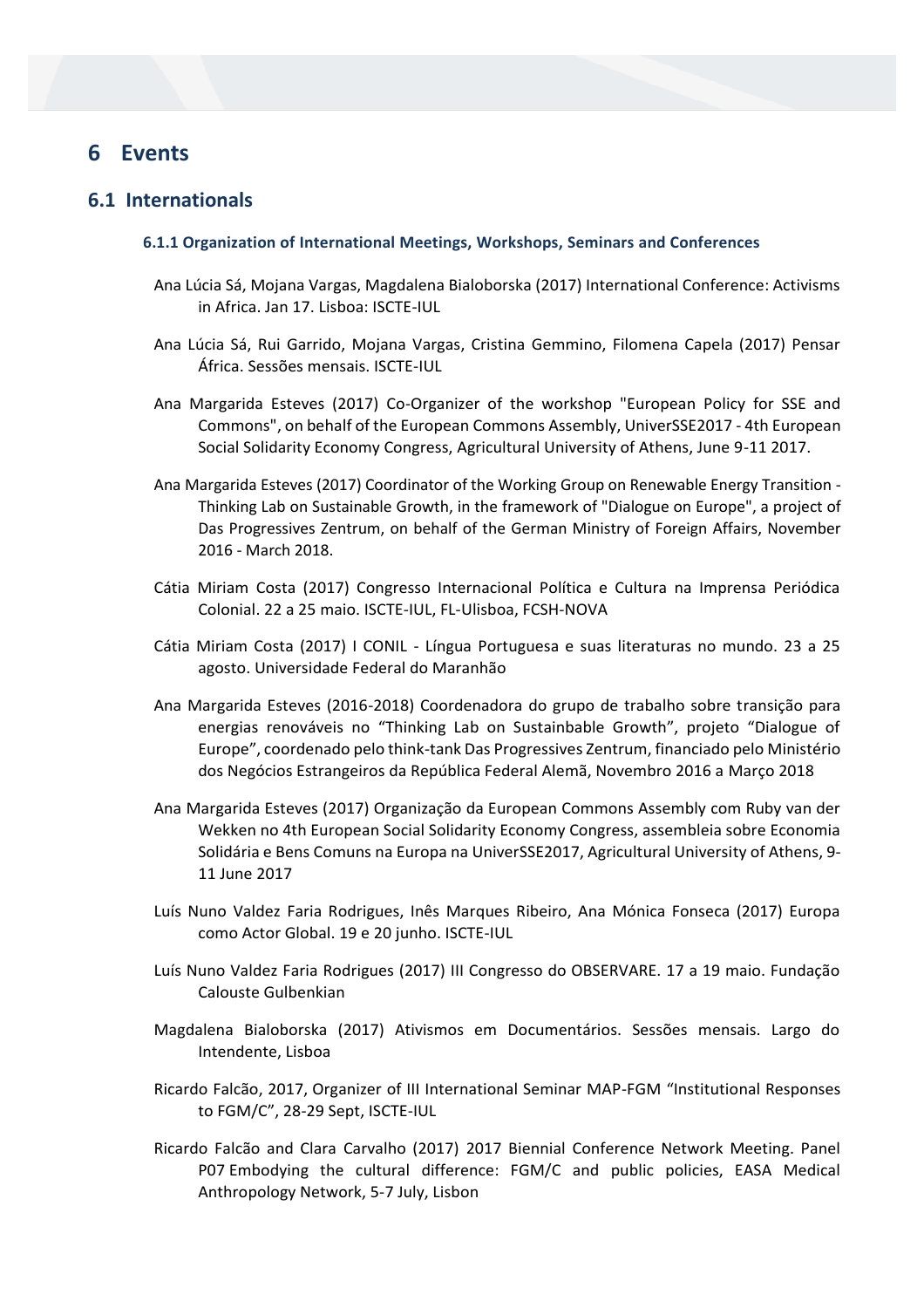# 6 Events

## 6.1 Internationals

### 6.1.1 Organization of International Meetings, Workshops, Seminars and Conferences

Ana Lúcia Sá, Mojana Vargas, Magdalena Bialoborska (2017) International Conference: Activisms in Africa. Jan 17. Lisboa: ISCTE-IUL

Ana Lúcia Sá, Rui Garrido, Mojana Vargas, Cristina Gemmino, Filomena Capela (2017) Pensar África. Sessões mensais. ISCTE-IUL

Ana Margarida Esteves (2017) Co-Organizer of the workshop "European Policy for SSE and Commons", on behalf of the European Commons Assembly, UniverSSE2017 - 4th European Social Solidarity Economy Congress, Agricultural University of Athens, June 9-11 2017.

Ana Margarida Esteves (2017) Coordinator of the Working Group on Renewable Energy Transition - Thinking Lab on Sustainable Growth, in the framework of "Dialogue on Europe", a project of Das Progressives Zentrum, on behalf of the German Ministry of Foreign Affairs, November 2016 - March 2018.

Cátia Miriam Costa (2017) Congresso Internacional Política e Cultura na Imprensa Periódica Colonial. 22 a 25 maio. ISCTE-IUL, FL-Ulisboa, FCSH-NOVA

Cátia Miriam Costa (2017) I CONIL - Língua Portuguesa e suas literaturas no mundo. 23 a 25 agosto. Universidade Federal do Maranhão

Ana Margarida Esteves (2016-2018) Coordenadora do grupo de trabalho sobre transição para energias renováveis no "Thinking Lab on Sustainbable Growth", projeto "Dialogue of Europe", coordenado pelo think-tank Das Progressives Zentrum, financiado pelo Ministério dos Negócios Estrangeiros da República Federal Alemã, Novembro 2016 a Março 2018

Ana Margarida Esteves (2017) Organização da European Commons Assembly com Ruby van der Wekken no 4th European Social Solidarity Economy Congress, assembleia sobre Economia Solidária e Bens Comuns na Europa na UniverSSE2017, Agricultural University of Athens, 9-11 June 2017

Luís Nuno Valdez Faria Rodrigues, Inês Marques Ribeiro, Ana Mónica Fonseca (2017) Europa como Actor Global. 19 e 20 junho. ISCTE-IUL

Luís Nuno Valdez Faria Rodrigues (2017) III Congresso do OBSERVARE. 17 a 19 maio. Fundação Calouste Gulbenkian

Magdalena Bialoborska (2017) Ativismos em Documentários. Sessões mensais. Largo do Intendente, Lisboa

Ricardo Falcão, 2017, Organizer of III International Seminar MAP-FGM "Institutional Responses to FGM/C", 28-29 Sept, ISCTE-IUL

Ricardo Falcão and Clara Carvalho (2017) 2017 Biennial Conference Network Meeting. Panel P07 Embodying the cultural difference: FGM/C and public policies, EASA Medical Anthropology Network, 5-7 July, Lisbon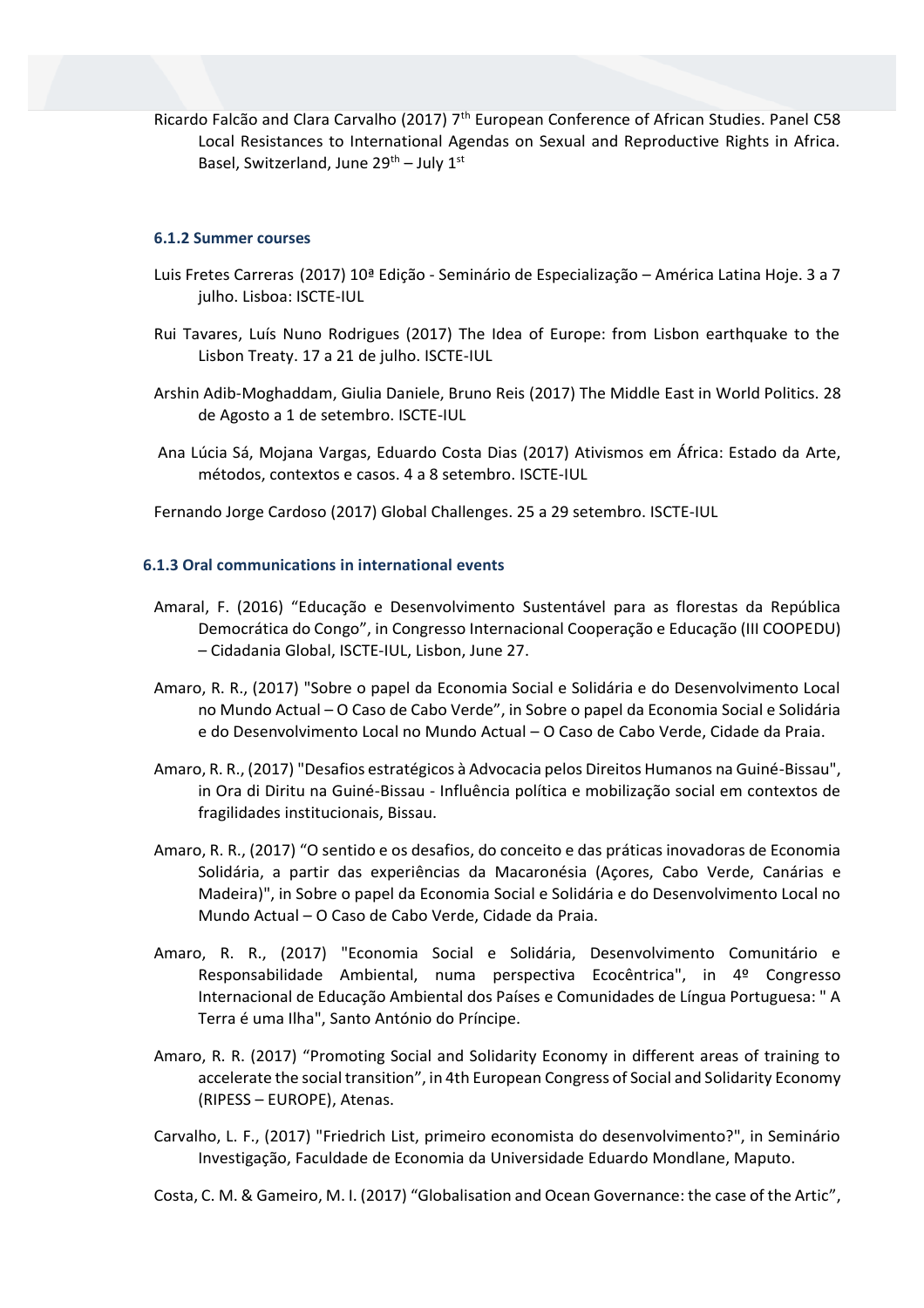Ricardo Falcão and Clara Carvalho (2017) 7th European Conference of African Studies. Panel C58 Local Resistances to International Agendas on Sexual and Reproductive Rights in Africa. Basel, Switzerland, June 29th – July 1st

#### 6.1.2 Summer courses

Luis Fretes Carreras (2017) 10ª Edição - Seminário de Especialização – América Latina Hoje. 3 a 7 julho. Lisboa: ISCTE-IUL

Rui Tavares, Luís Nuno Rodrigues (2017) The Idea of Europe: from Lisbon earthquake to the Lisbon Treaty. 17 a 21 de julho. ISCTE-IUL

Arshin Adib-Moghaddam, Giulia Daniele, Bruno Reis (2017) The Middle East in World Politics. 28 de Agosto a 1 de setembro. ISCTE-IUL

Ana Lúcia Sá, Mojana Vargas, Eduardo Costa Dias (2017) Ativismos em África: Estado da Arte, métodos, contextos e casos. 4 a 8 setembro. ISCTE-IUL

Fernando Jorge Cardoso (2017) Global Challenges. 25 a 29 setembro. ISCTE-IUL

#### 6.1.3 Oral communications in international events

Amaral, F. (2016) "Educação e Desenvolvimento Sustentável para as florestas da República Democrática do Congo", in Congresso Internacional Cooperação e Educação (III COOPEDU) – Cidadania Global, ISCTE-IUL, Lisbon, June 27.

Amaro, R. R., (2017) "Sobre o papel da Economia Social e Solidária e do Desenvolvimento Local no Mundo Actual – O Caso de Cabo Verde", in Sobre o papel da Economia Social e Solidária e do Desenvolvimento Local no Mundo Actual – O Caso de Cabo Verde, Cidade da Praia.

Amaro, R. R., (2017) "Desafios estratégicos à Advocacia pelos Direitos Humanos na Guiné-Bissau", in Ora di Diritu na Guiné-Bissau - Influência política e mobilização social em contextos de fragilidades institucionais, Bissau.

Amaro, R. R., (2017) "O sentido e os desafios, do conceito e das práticas inovadoras de Economia Solidária, a partir das experiências da Macaronésia (Açores, Cabo Verde, Canárias e Madeira)", in Sobre o papel da Economia Social e Solidária e do Desenvolvimento Local no Mundo Actual – O Caso de Cabo Verde, Cidade da Praia.

Amaro, R. R., (2017) "Economia Social e Solidária, Desenvolvimento Comunitário e Responsabilidade Ambiental, numa perspectiva Ecocêntrica", in 4º Congresso Internacional de Educação Ambiental dos Países e Comunidades de Língua Portuguesa: " A Terra é uma Ilha", Santo António do Príncipe.

Amaro, R. R. (2017) "Promoting Social and Solidarity Economy in different areas of training to accelerate the social transition", in 4th European Congress of Social and Solidarity Economy (RIPESS – EUROPE), Atenas.

Carvalho, L. F., (2017) "Friedrich List, primeiro economista do desenvolvimento?", in Seminário Investigação, Faculdade de Economia da Universidade Eduardo Mondlane, Maputo.

Costa, C. M. & Gameiro, M. I. (2017) "Globalisation and Ocean Governance: the case of the Artic",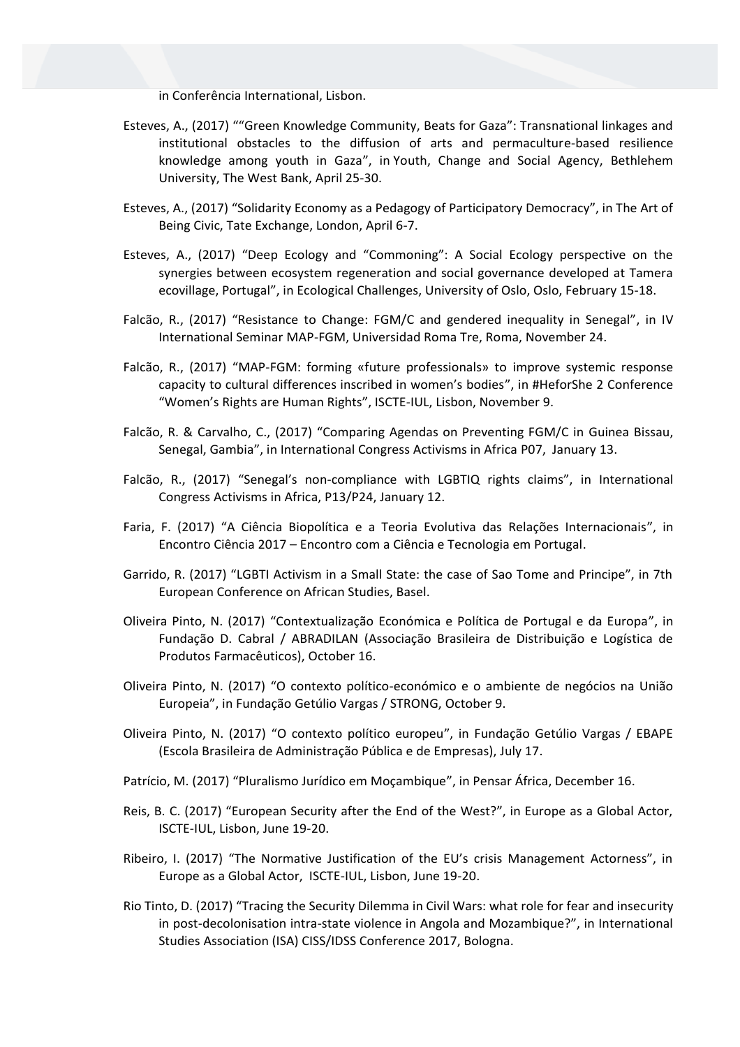in Conferência International, Lisbon.

Esteves, A., (2017) ""Green Knowledge Community, Beats for Gaza": Transnational linkages and institutional obstacles to the diffusion of arts and permaculture-based resilience knowledge among youth in Gaza", in Youth, Change and Social Agency, Bethlehem University, The West Bank, April 25-30.

Esteves, A., (2017) "Solidarity Economy as a Pedagogy of Participatory Democracy", in The Art of Being Civic, Tate Exchange, London, April 6-7.

Esteves, A., (2017) "Deep Ecology and "Commoning": A Social Ecology perspective on the synergies between ecosystem regeneration and social governance developed at Tamera ecovillage, Portugal", in Ecological Challenges, University of Oslo, Oslo, February 15-18.

Falcão, R., (2017) "Resistance to Change: FGM/C and gendered inequality in Senegal", in IV International Seminar MAP-FGM, Universidad Roma Tre, Roma, November 24.

Falcão, R., (2017) "MAP-FGM: forming «future professionals» to improve systemic response capacity to cultural differences inscribed in women's bodies", in #HeforShe 2 Conference "Women's Rights are Human Rights", ISCTE-IUL, Lisbon, November 9.

Falcão, R. & Carvalho, C., (2017) "Comparing Agendas on Preventing FGM/C in Guinea Bissau, Senegal, Gambia", in International Congress Activisms in Africa P07, January 13.

Falcão, R., (2017) "Senegal's non-compliance with LGBTIQ rights claims", in International Congress Activisms in Africa, P13/P24, January 12.

Faria, F. (2017) "A Ciência Biopolítica e a Teoria Evolutiva das Relações Internacionais", in Encontro Ciência 2017 – Encontro com a Ciência e Tecnologia em Portugal.

Garrido, R. (2017) "LGBTI Activism in a Small State: the case of Sao Tome and Principe", in 7th European Conference on African Studies, Basel.

Oliveira Pinto, N. (2017) "Contextualização Económica e Política de Portugal e da Europa", in Fundação D. Cabral / ABRADILAN (Associação Brasileira de Distribuição e Logística de Produtos Farmacêuticos), October 16.

Oliveira Pinto, N. (2017) "O contexto político-económico e o ambiente de negócios na União Europeia", in Fundação Getúlio Vargas / STRONG, October 9.

Oliveira Pinto, N. (2017) "O contexto político europeu", in Fundação Getúlio Vargas / EBAPE (Escola Brasileira de Administração Pública e de Empresas), July 17.

Patrício, M. (2017) "Pluralismo Jurídico em Moçambique", in Pensar África, December 16.

Reis, B. C. (2017) "European Security after the End of the West?", in Europe as a Global Actor, ISCTE-IUL, Lisbon, June 19-20.

Ribeiro, I. (2017) "The Normative Justification of the EU's crisis Management Actorness", in Europe as a Global Actor, ISCTE-IUL, Lisbon, June 19-20.

Rio Tinto, D. (2017) "Tracing the Security Dilemma in Civil Wars: what role for fear and insecurity in post-decolonisation intra-state violence in Angola and Mozambique?", in International Studies Association (ISA) CISS/IDSS Conference 2017, Bologna.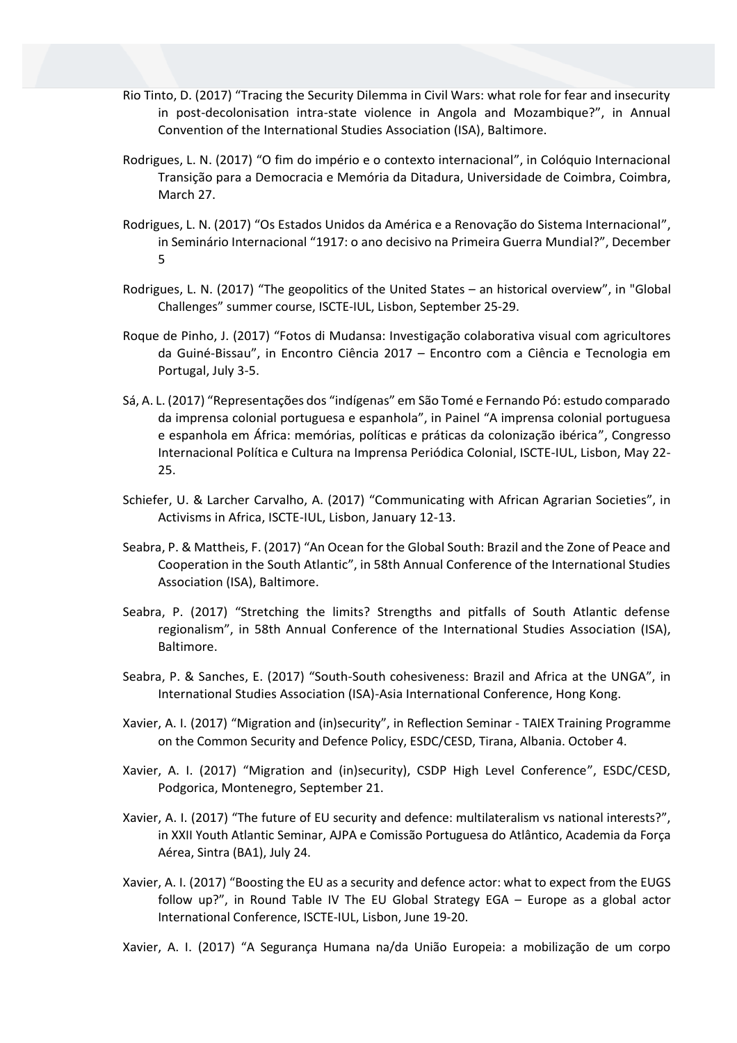Rio Tinto, D. (2017) "Tracing the Security Dilemma in Civil Wars: what role for fear and insecurity in post-decolonisation intra-state violence in Angola and Mozambique?", in Annual Convention of the International Studies Association (ISA), Baltimore.

Rodrigues, L. N. (2017) "O fim do império e o contexto internacional", in Colóquio Internacional Transição para a Democracia e Memória da Ditadura, Universidade de Coimbra, Coimbra, March 27.

Rodrigues, L. N. (2017) "Os Estados Unidos da América e a Renovação do Sistema Internacional", in Seminário Internacional "1917: o ano decisivo na Primeira Guerra Mundial?", December 5

Rodrigues, L. N. (2017) "The geopolitics of the United States – an historical overview", in "Global Challenges" summer course, ISCTE-IUL, Lisbon, September 25-29.

Roque de Pinho, J. (2017) "Fotos di Mudansa: Investigação colaborativa visual com agricultores da Guiné-Bissau", in Encontro Ciência 2017 – Encontro com a Ciência e Tecnologia em Portugal, July 3-5.

Sá, A. L. (2017) "Representações dos "indígenas" em São Tomé e Fernando Pó: estudo comparado da imprensa colonial portuguesa e espanhola", in Painel "A imprensa colonial portuguesa e espanhola em África: memórias, políticas e práticas da colonização ibérica", Congresso Internacional Política e Cultura na Imprensa Periódica Colonial, ISCTE-IUL, Lisbon, May 22-25.

Schiefer, U. & Larcher Carvalho, A. (2017) "Communicating with African Agrarian Societies", in Activisms in Africa, ISCTE-IUL, Lisbon, January 12-13.

Seabra, P. & Mattheis, F. (2017) "An Ocean for the Global South: Brazil and the Zone of Peace and Cooperation in the South Atlantic", in 58th Annual Conference of the International Studies Association (ISA), Baltimore.

Seabra, P. (2017) "Stretching the limits? Strengths and pitfalls of South Atlantic defense regionalism", in 58th Annual Conference of the International Studies Association (ISA), Baltimore.

Seabra, P. & Sanches, E. (2017) "South-South cohesiveness: Brazil and Africa at the UNGA", in International Studies Association (ISA)-Asia International Conference, Hong Kong.

Xavier, A. I. (2017) "Migration and (in)security", in Reflection Seminar - TAIEX Training Programme on the Common Security and Defence Policy, ESDC/CESD, Tirana, Albania. October 4.

Xavier, A. I. (2017) "Migration and (in)security), CSDP High Level Conference", ESDC/CESD, Podgorica, Montenegro, September 21.

Xavier, A. I. (2017) "The future of EU security and defence: multilateralism vs national interests?", in XXII Youth Atlantic Seminar, AJPA e Comissão Portuguesa do Atlântico, Academia da Força Aérea, Sintra (BA1), July 24.

Xavier, A. I. (2017) "Boosting the EU as a security and defence actor: what to expect from the EUGS follow up?", in Round Table IV The EU Global Strategy EGA – Europe as a global actor International Conference, ISCTE-IUL, Lisbon, June 19-20.

Xavier, A. I. (2017) "A Segurança Humana na/da União Europeia: a mobilização de um corpo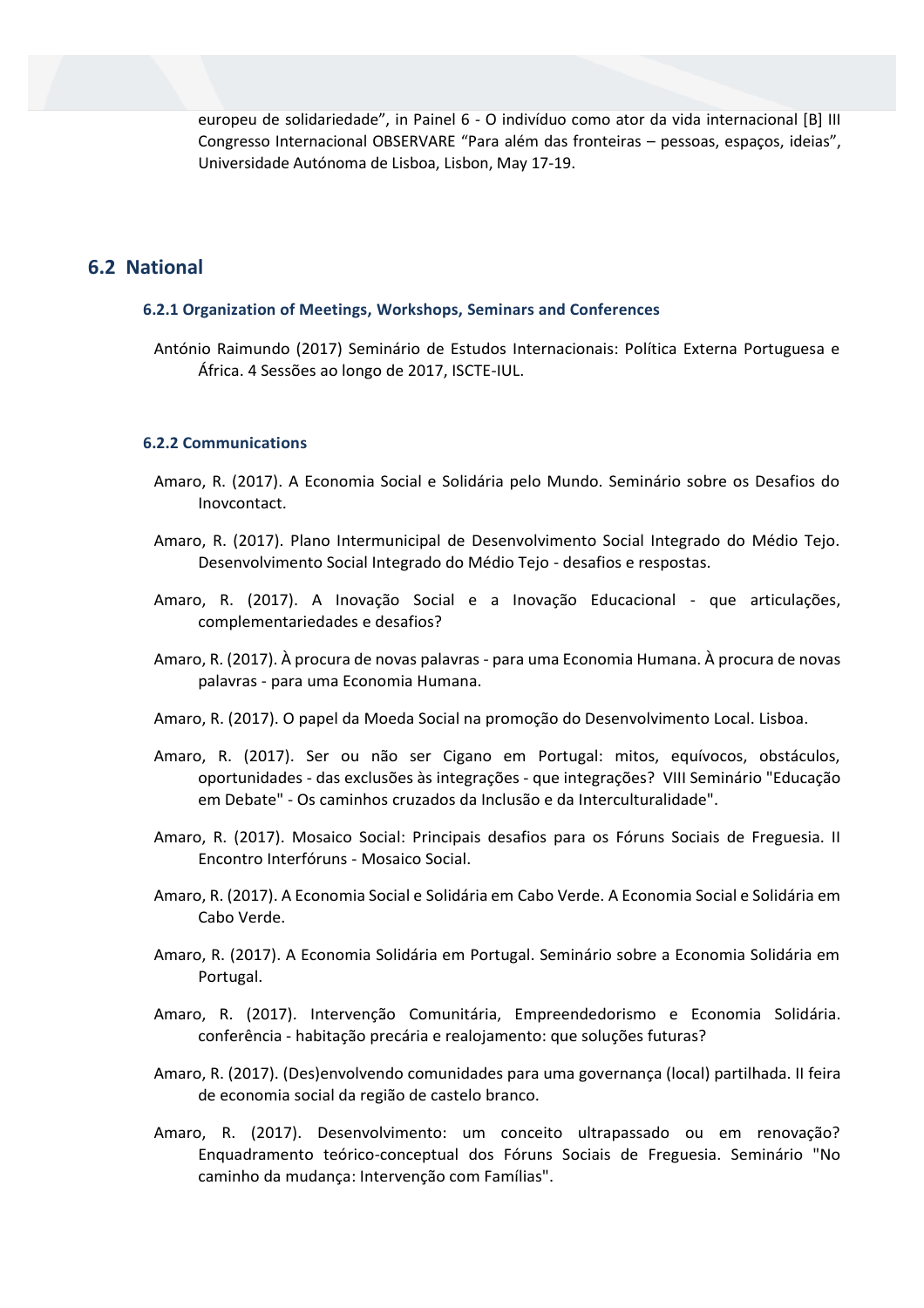europeu de solidariedade", in Painel 6 - O indivíduo como ator da vida internacional [B] III Congresso Internacional OBSERVARE "Para além das fronteiras – pessoas, espaços, ideias", Universidade Autónoma de Lisboa, Lisbon, May 17-19.

## 6.2 National

### 6.2.1 Organization of Meetings, Workshops, Seminars and Conferences

António Raimundo (2017) Seminário de Estudos Internacionais: Política Externa Portuguesa e África. 4 Sessões ao longo de 2017, ISCTE-IUL.

### 6.2.2 Communications

Amaro, R. (2017). A Economia Social e Solidária pelo Mundo. Seminário sobre os Desafios do Inovcontact.

Amaro, R. (2017). Plano Intermunicipal de Desenvolvimento Social Integrado do Médio Tejo. Desenvolvimento Social Integrado do Médio Tejo - desafios e respostas.

Amaro, R. (2017). A Inovação Social e a Inovação Educacional - que articulações, complementariedades e desafios?

Amaro, R. (2017). À procura de novas palavras - para uma Economia Humana. À procura de novas palavras - para uma Economia Humana.

Amaro, R. (2017). O papel da Moeda Social na promoção do Desenvolvimento Local. Lisboa.

Amaro, R. (2017). Ser ou não ser Cigano em Portugal: mitos, equívocos, obstáculos, oportunidades - das exclusões às integrações - que integrações? VIII Seminário "Educação em Debate" - Os caminhos cruzados da Inclusão e da Interculturalidade".

Amaro, R. (2017). Mosaico Social: Principais desafios para os Fóruns Sociais de Freguesia. II Encontro Interfóruns - Mosaico Social.

Amaro, R. (2017). A Economia Social e Solidária em Cabo Verde. A Economia Social e Solidária em Cabo Verde.

Amaro, R. (2017). A Economia Solidária em Portugal. Seminário sobre a Economia Solidária em Portugal.

Amaro, R. (2017). Intervenção Comunitária, Empreendedorismo e Economia Solidária. conferência - habitação precária e realojamento: que soluções futuras?

Amaro, R. (2017). (Des)envolvendo comunidades para uma governança (local) partilhada. II feira de economia social da região de castelo branco.

Amaro, R. (2017). Desenvolvimento: um conceito ultrapassado ou em renovação? Enquadramento teórico-conceptual dos Fóruns Sociais de Freguesia. Seminário "No caminho da mudança: Intervenção com Famílias".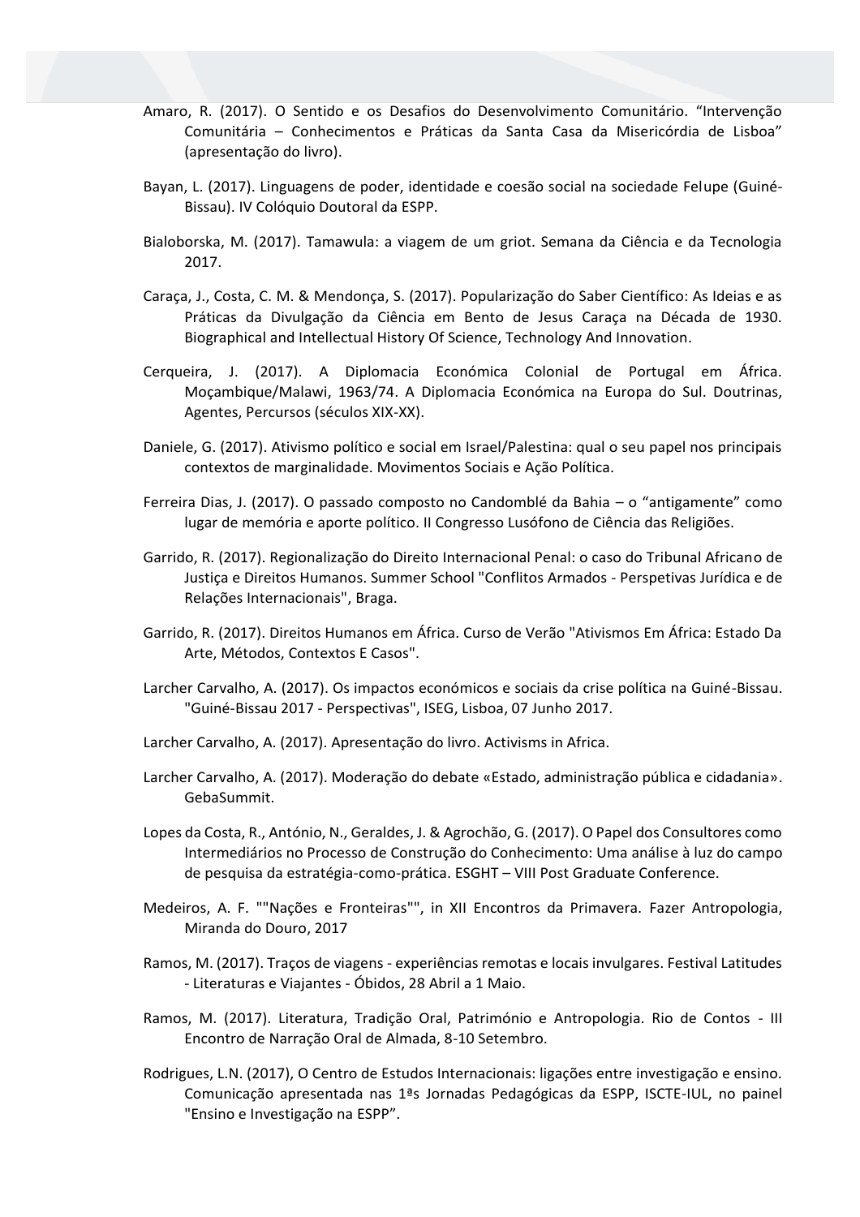Amaro, R. (2017). O Sentido e os Desafios do Desenvolvimento Comunitário. "Intervenção Comunitária – Conhecimentos e Práticas da Santa Casa da Misericórdia de Lisboa" (apresentação do livro).

Bayan, L. (2017). Linguagens de poder, identidade e coesão social na sociedade Felupe (Guiné-Bissau). IV Colóquio Doutoral da ESPP.

Bialoborska, M. (2017). Tamawula: a viagem de um griot. Semana da Ciência e da Tecnologia 2017.

Caraça, J., Costa, C. M. & Mendonça, S. (2017). Popularização do Saber Científico: As Ideias e as Práticas da Divulgação da Ciência em Bento de Jesus Caraça na Década de 1930. Biographical and Intellectual History Of Science, Technology And Innovation.

Cerqueira, J. (2017). A Diplomacia Económica Colonial de Portugal em África. Moçambique/Malawi, 1963/74. A Diplomacia Económica na Europa do Sul. Doutrinas, Agentes, Percursos (séculos XIX-XX).

Daniele, G. (2017). Ativismo político e social em Israel/Palestina: qual o seu papel nos principais contextos de marginalidade. Movimentos Sociais e Ação Política.

Ferreira Dias, J. (2017). O passado composto no Candomblé da Bahia – o "antigamente" como lugar de memória e aporte político. II Congresso Lusófono de Ciência das Religiões.

Garrido, R. (2017). Regionalização do Direito Internacional Penal: o caso do Tribunal Africano de Justiça e Direitos Humanos. Summer School "Conflitos Armados - Perspetivas Jurídica e de Relações Internacionais", Braga.

Garrido, R. (2017). Direitos Humanos em África. Curso de Verão "Ativismos Em África: Estado Da Arte, Métodos, Contextos E Casos".

Larcher Carvalho, A. (2017). Os impactos económicos e sociais da crise política na Guiné-Bissau. "Guiné-Bissau 2017 - Perspectivas", ISEG, Lisboa, 07 Junho 2017.

Larcher Carvalho, A. (2017). Apresentação do livro. Activisms in Africa.

Larcher Carvalho, A. (2017). Moderação do debate «Estado, administração pública e cidadania». GebaSummit.

Lopes da Costa, R., António, N., Geraldes, J. & Agrochão, G. (2017). O Papel dos Consultores como Intermediários no Processo de Construção do Conhecimento: Uma análise à luz do campo de pesquisa da estratégia-como-prática. ESGHT – VIII Post Graduate Conference.

Medeiros, A. F. ""Nações e Fronteiras"", in XII Encontros da Primavera. Fazer Antropologia, Miranda do Douro, 2017

Ramos, M. (2017). Traços de viagens - experiências remotas e locais invulgares. Festival Latitudes - Literaturas e Viajantes - Óbidos, 28 Abril a 1 Maio.

Ramos, M. (2017). Literatura, Tradição Oral, Património e Antropologia. Rio de Contos - III Encontro de Narração Oral de Almada, 8-10 Setembro.

Rodrigues, L.N. (2017), O Centro de Estudos Internacionais: ligações entre investigação e ensino. Comunicação apresentada nas 1ªs Jornadas Pedagógicas da ESPP, ISCTE-IUL, no painel "Ensino e Investigação na ESPP".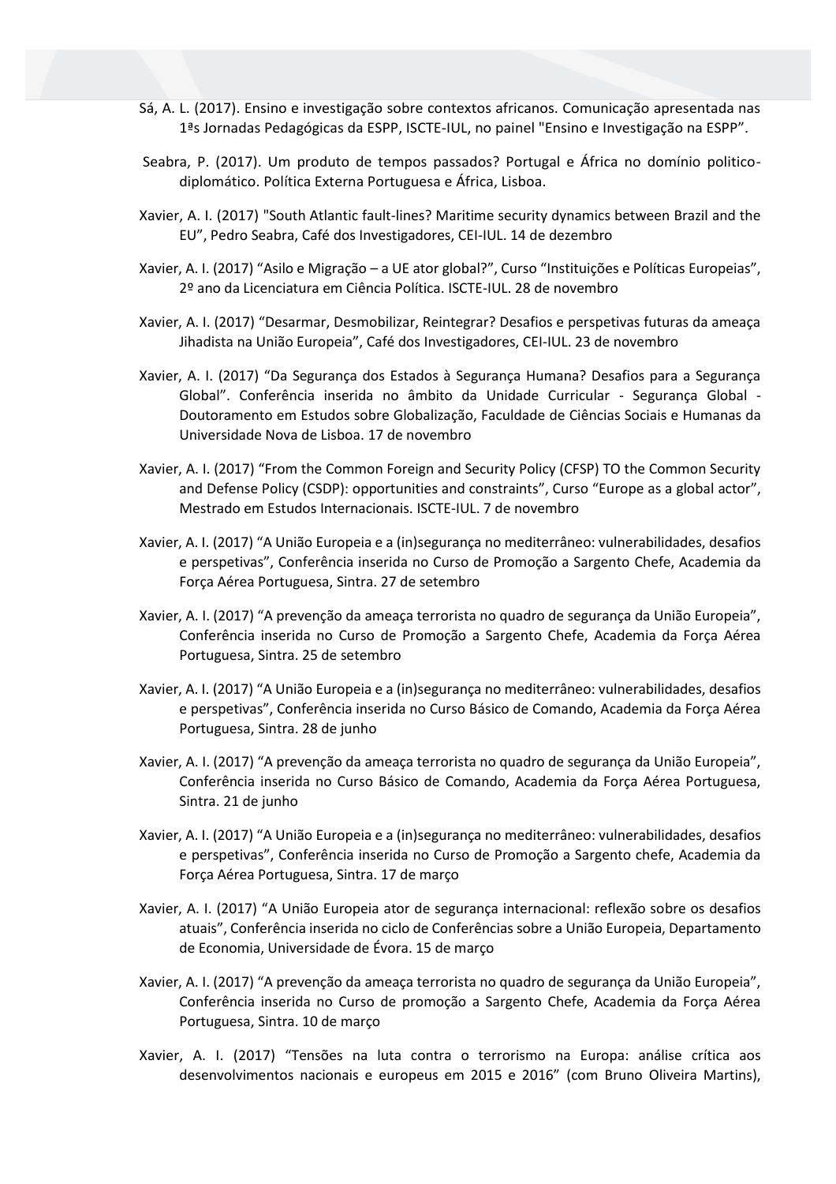Sá, A. L. (2017). Ensino e investigação sobre contextos africanos. Comunicação apresentada nas 1ªs Jornadas Pedagógicas da ESPP, ISCTE-IUL, no painel "Ensino e Investigação na ESPP".

Seabra, P. (2017). Um produto de tempos passados? Portugal e África no domínio politico-diplomático. Política Externa Portuguesa e África, Lisboa.

Xavier, A. I. (2017) "South Atlantic fault-lines? Maritime security dynamics between Brazil and the EU", Pedro Seabra, Café dos Investigadores, CEI-IUL. 14 de dezembro

Xavier, A. I. (2017) "Asilo e Migração – a UE ator global?", Curso "Instituições e Políticas Europeias", 2º ano da Licenciatura em Ciência Política. ISCTE-IUL. 28 de novembro

Xavier, A. I. (2017) "Desarmar, Desmobilizar, Reintegrar? Desafios e perspetivas futuras da ameaça Jihadista na União Europeia", Café dos Investigadores, CEI-IUL. 23 de novembro

Xavier, A. I. (2017) "Da Segurança dos Estados à Segurança Humana? Desafios para a Segurança Global". Conferência inserida no âmbito da Unidade Curricular - Segurança Global - Doutoramento em Estudos sobre Globalização, Faculdade de Ciências Sociais e Humanas da Universidade Nova de Lisboa. 17 de novembro

Xavier, A. I. (2017) "From the Common Foreign and Security Policy (CFSP) TO the Common Security and Defense Policy (CSDP): opportunities and constraints", Curso "Europe as a global actor", Mestrado em Estudos Internacionais. ISCTE-IUL. 7 de novembro

Xavier, A. I. (2017) "A União Europeia e a (in)segurança no mediterrâneo: vulnerabilidades, desafios e perspetivas", Conferência inserida no Curso de Promoção a Sargento Chefe, Academia da Força Aérea Portuguesa, Sintra. 27 de setembro

Xavier, A. I. (2017) "A prevenção da ameaça terrorista no quadro de segurança da União Europeia", Conferência inserida no Curso de Promoção a Sargento Chefe, Academia da Força Aérea Portuguesa, Sintra. 25 de setembro

Xavier, A. I. (2017) "A União Europeia e a (in)segurança no mediterrâneo: vulnerabilidades, desafios e perspetivas", Conferência inserida no Curso Básico de Comando, Academia da Força Aérea Portuguesa, Sintra. 28 de junho

Xavier, A. I. (2017) "A prevenção da ameaça terrorista no quadro de segurança da União Europeia", Conferência inserida no Curso Básico de Comando, Academia da Força Aérea Portuguesa, Sintra. 21 de junho

Xavier, A. I. (2017) "A União Europeia e a (in)segurança no mediterrâneo: vulnerabilidades, desafios e perspetivas", Conferência inserida no Curso de Promoção a Sargento chefe, Academia da Força Aérea Portuguesa, Sintra. 17 de março

Xavier, A. I. (2017) "A União Europeia ator de segurança internacional: reflexão sobre os desafios atuais", Conferência inserida no ciclo de Conferências sobre a União Europeia, Departamento de Economia, Universidade de Évora. 15 de março

Xavier, A. I. (2017) "A prevenção da ameaça terrorista no quadro de segurança da União Europeia", Conferência inserida no Curso de promoção a Sargento Chefe, Academia da Força Aérea Portuguesa, Sintra. 10 de março

Xavier, A. I. (2017) "Tensões na luta contra o terrorismo na Europa: análise crítica aos desenvolvimentos nacionais e europeus em 2015 e 2016" (com Bruno Oliveira Martins),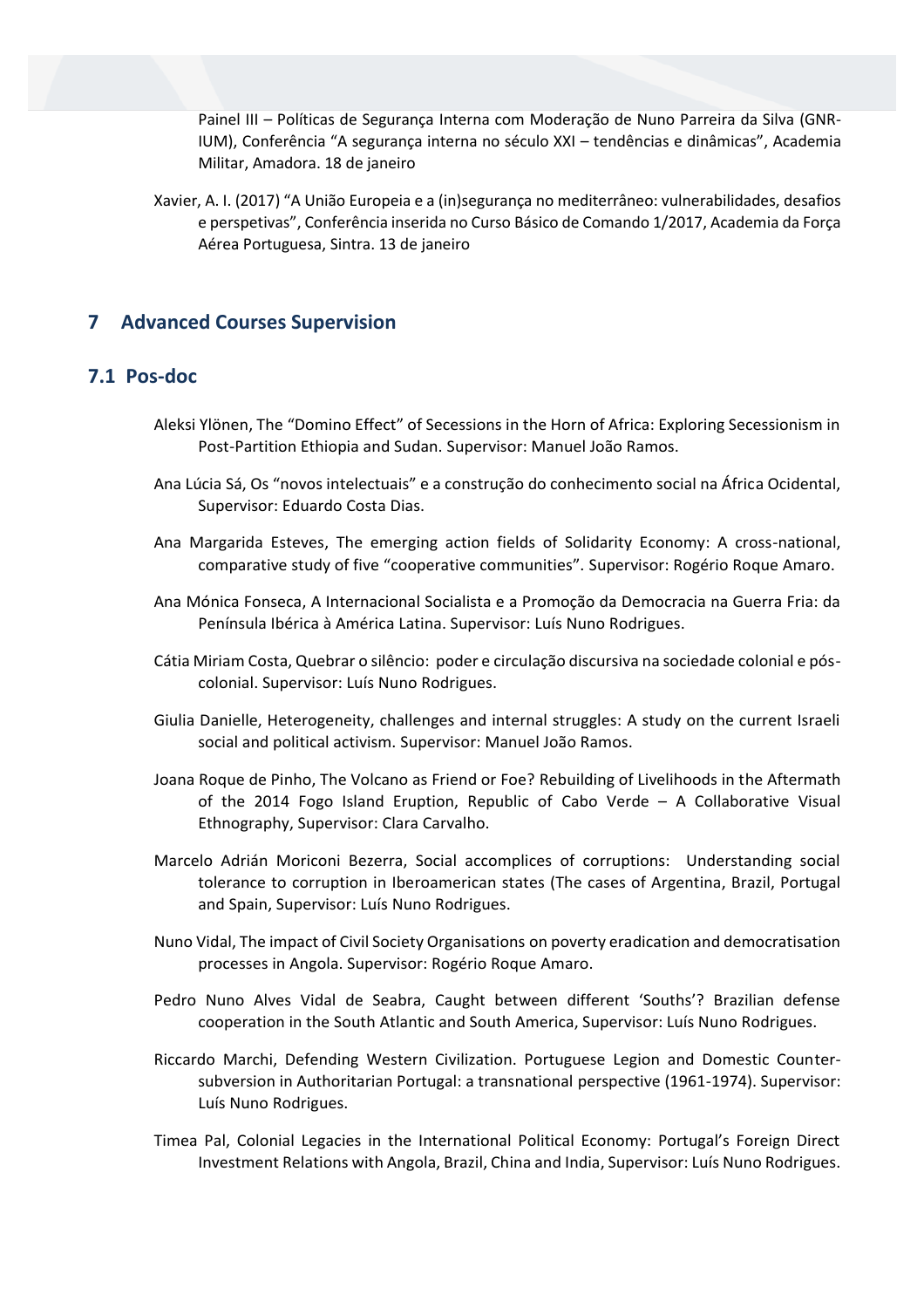Painel III – Políticas de Segurança Interna com Moderação de Nuno Parreira da Silva (GNR-IUM), Conferência "A segurança interna no século XXI – tendências e dinâmicas", Academia Militar, Amadora. 18 de janeiro

Xavier, A. I. (2017) "A União Europeia e a (in)segurança no mediterrâneo: vulnerabilidades, desafios e perspetivas", Conferência inserida no Curso Básico de Comando 1/2017, Academia da Força Aérea Portuguesa, Sintra. 13 de janeiro

## 7 Advanced Courses Supervision

### 7.1 Pos-doc

Aleksi Ylönen, The "Domino Effect" of Secessions in the Horn of Africa: Exploring Secessionism in Post-Partition Ethiopia and Sudan. Supervisor: Manuel João Ramos.

Ana Lúcia Sá, Os "novos intelectuais" e a construção do conhecimento social na África Ocidental, Supervisor: Eduardo Costa Dias.

Ana Margarida Esteves, The emerging action fields of Solidarity Economy: A cross-national, comparative study of five "cooperative communities". Supervisor: Rogério Roque Amaro.

Ana Mónica Fonseca, A Internacional Socialista e a Promoção da Democracia na Guerra Fria: da Península Ibérica à América Latina. Supervisor: Luís Nuno Rodrigues.

Cátia Miriam Costa, Quebrar o silêncio: poder e circulação discursiva na sociedade colonial e pós-colonial. Supervisor: Luís Nuno Rodrigues.

Giulia Danielle, Heterogeneity, challenges and internal struggles: A study on the current Israeli social and political activism. Supervisor: Manuel João Ramos.

Joana Roque de Pinho, The Volcano as Friend or Foe? Rebuilding of Livelihoods in the Aftermath of the 2014 Fogo Island Eruption, Republic of Cabo Verde – A Collaborative Visual Ethnography, Supervisor: Clara Carvalho.

Marcelo Adrián Moriconi Bezerra, Social accomplices of corruptions: Understanding social tolerance to corruption in Iberoamerican states (The cases of Argentina, Brazil, Portugal and Spain, Supervisor: Luís Nuno Rodrigues.

Nuno Vidal, The impact of Civil Society Organisations on poverty eradication and democratisation processes in Angola. Supervisor: Rogério Roque Amaro.

Pedro Nuno Alves Vidal de Seabra, Caught between different 'Souths'? Brazilian defense cooperation in the South Atlantic and South America, Supervisor: Luís Nuno Rodrigues.

Riccardo Marchi, Defending Western Civilization. Portuguese Legion and Domestic Counter-subversion in Authoritarian Portugal: a transnational perspective (1961-1974). Supervisor: Luís Nuno Rodrigues.

Timea Pal, Colonial Legacies in the International Political Economy: Portugal's Foreign Direct Investment Relations with Angola, Brazil, China and India, Supervisor: Luís Nuno Rodrigues.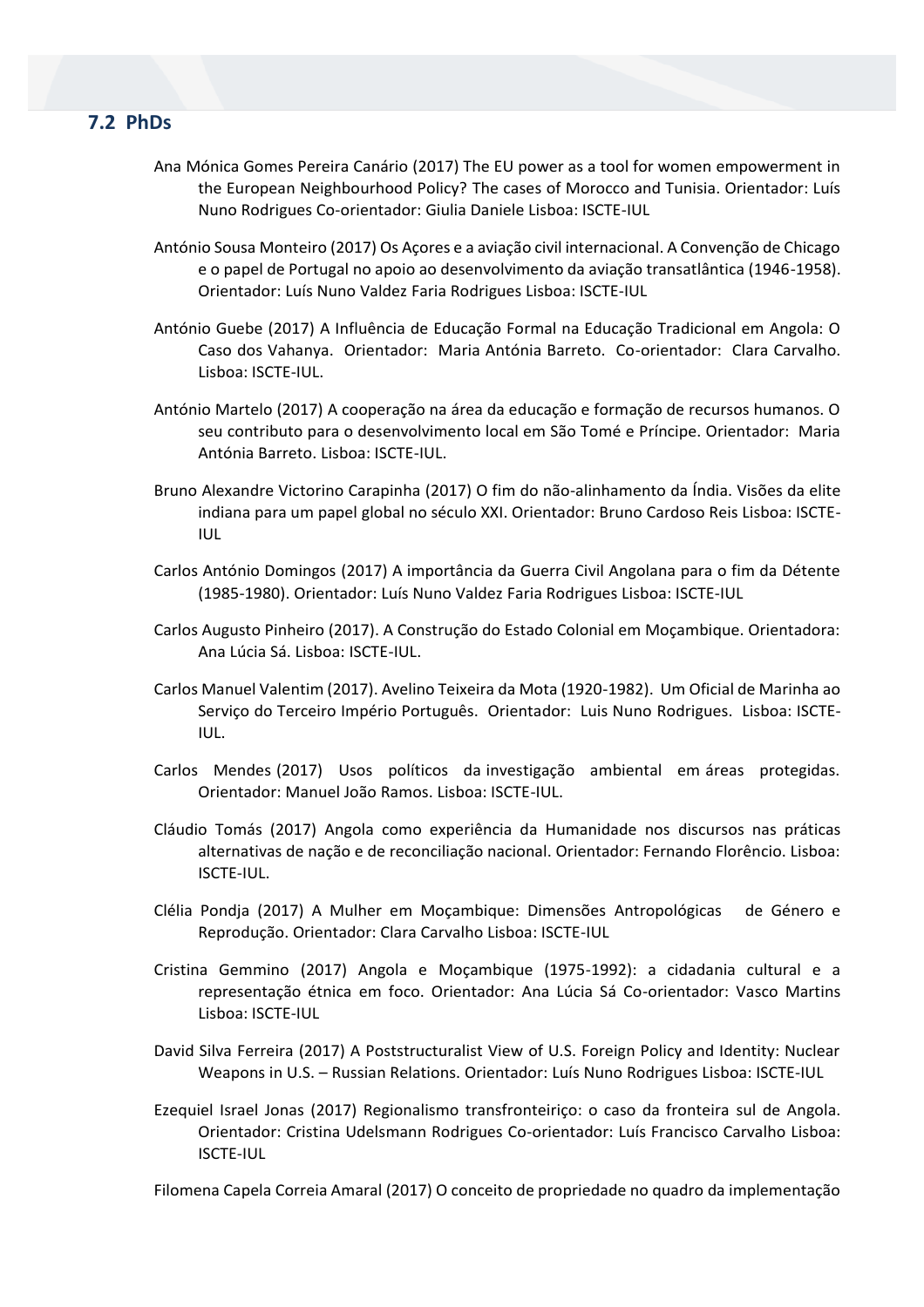## 7.2 PhDs

Ana Mónica Gomes Pereira Canário (2017) The EU power as a tool for women empowerment in the European Neighbourhood Policy? The cases of Morocco and Tunisia. Orientador: Luís Nuno Rodrigues Co-orientador: Giulia Daniele Lisboa: ISCTE-IUL

António Sousa Monteiro (2017) Os Açores e a aviação civil internacional. A Convenção de Chicago e o papel de Portugal no apoio ao desenvolvimento da aviação transatlântica (1946-1958). Orientador: Luís Nuno Valdez Faria Rodrigues Lisboa: ISCTE-IUL

António Guebe (2017) A Influência de Educação Formal na Educação Tradicional em Angola: O Caso dos Vahanya. Orientador: Maria Antónia Barreto. Co-orientador: Clara Carvalho. Lisboa: ISCTE-IUL.

António Martelo (2017) A cooperação na área da educação e formação de recursos humanos. O seu contributo para o desenvolvimento local em São Tomé e Príncipe. Orientador: Maria Antónia Barreto. Lisboa: ISCTE-IUL.

Bruno Alexandre Victorino Carapinha (2017) O fim do não-alinhamento da Índia. Visões da elite indiana para um papel global no século XXI. Orientador: Bruno Cardoso Reis Lisboa: ISCTE-IUL

Carlos António Domingos (2017) A importância da Guerra Civil Angolana para o fim da Détente (1985-1980). Orientador: Luís Nuno Valdez Faria Rodrigues Lisboa: ISCTE-IUL

Carlos Augusto Pinheiro (2017). A Construção do Estado Colonial em Moçambique. Orientadora: Ana Lúcia Sá. Lisboa: ISCTE-IUL.

Carlos Manuel Valentim (2017). Avelino Teixeira da Mota (1920-1982). Um Oficial de Marinha ao Serviço do Terceiro Império Português. Orientador: Luis Nuno Rodrigues. Lisboa: ISCTE-IUL.

Carlos Mendes (2017) Usos políticos da investigação ambiental em áreas protegidas. Orientador: Manuel João Ramos. Lisboa: ISCTE-IUL.

Cláudio Tomás (2017) Angola como experiência da Humanidade nos discursos nas práticas alternativas de nação e de reconciliação nacional. Orientador: Fernando Florêncio. Lisboa: ISCTE-IUL.

Clélia Pondja (2017) A Mulher em Moçambique: Dimensões Antropológicas de Género e Reprodução. Orientador: Clara Carvalho Lisboa: ISCTE-IUL

Cristina Gemmino (2017) Angola e Moçambique (1975-1992): a cidadania cultural e a representação étnica em foco. Orientador: Ana Lúcia Sá Co-orientador: Vasco Martins Lisboa: ISCTE-IUL

David Silva Ferreira (2017) A Poststructuralist View of U.S. Foreign Policy and Identity: Nuclear Weapons in U.S. – Russian Relations. Orientador: Luís Nuno Rodrigues Lisboa: ISCTE-IUL

Ezequiel Israel Jonas (2017) Regionalismo transfronteiriço: o caso da fronteira sul de Angola. Orientador: Cristina Udelsmann Rodrigues Co-orientador: Luís Francisco Carvalho Lisboa: ISCTE-IUL

Filomena Capela Correia Amaral (2017) O conceito de propriedade no quadro da implementação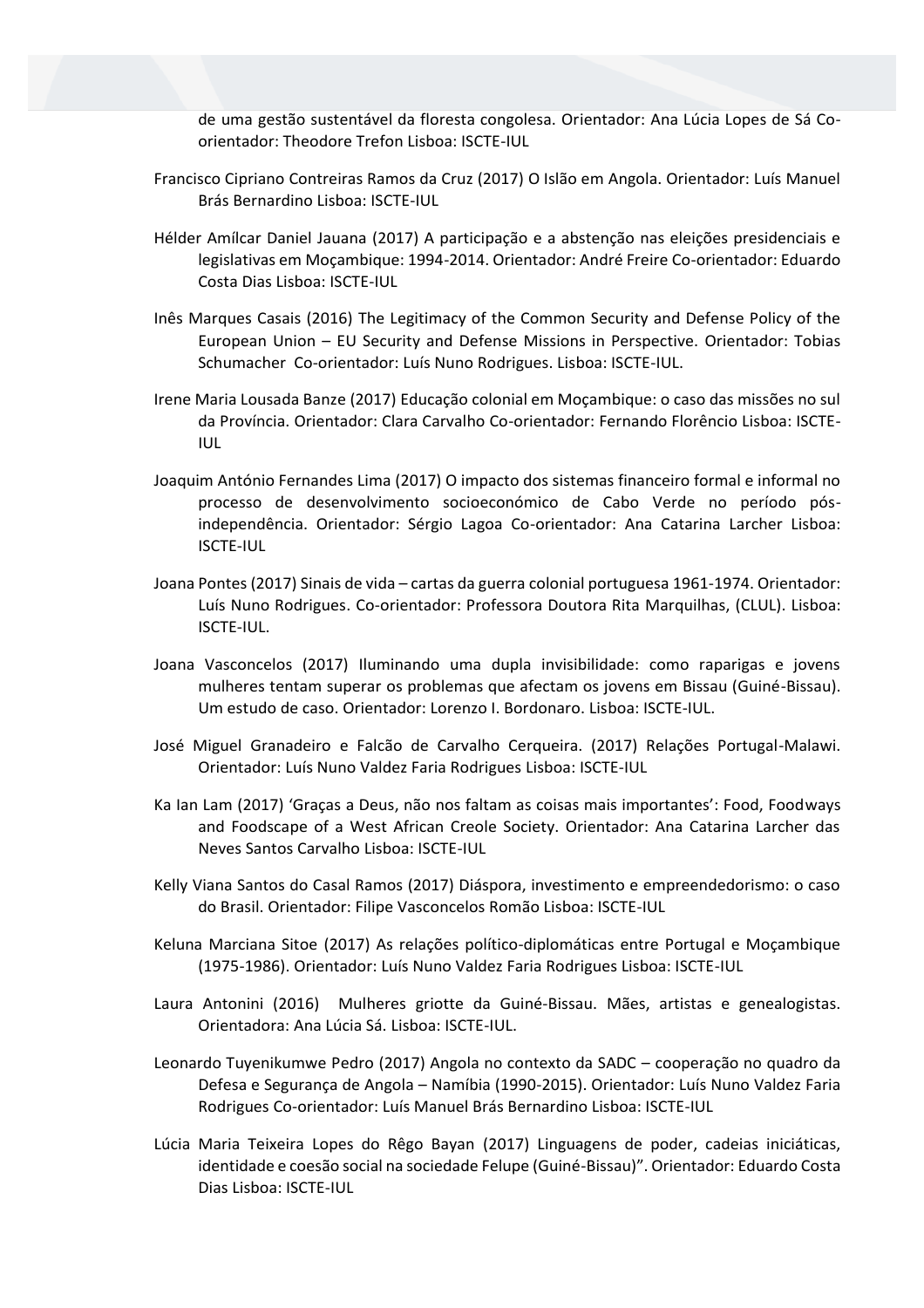de uma gestão sustentável da floresta congolesa. Orientador: Ana Lúcia Lopes de Sá Co-orientador: Theodore Trefon Lisboa: ISCTE-IUL

Francisco Cipriano Contreiras Ramos da Cruz (2017) O Islão em Angola. Orientador: Luís Manuel Brás Bernardino Lisboa: ISCTE-IUL

Hélder Amílcar Daniel Jauana (2017) A participação e a abstenção nas eleições presidenciais e legislativas em Moçambique: 1994-2014. Orientador: André Freire Co-orientador: Eduardo Costa Dias Lisboa: ISCTE-IUL

Inês Marques Casais (2016) The Legitimacy of the Common Security and Defense Policy of the European Union – EU Security and Defense Missions in Perspective. Orientador: Tobias Schumacher Co-orientador: Luís Nuno Rodrigues. Lisboa: ISCTE-IUL.

Irene Maria Lousada Banze (2017) Educação colonial em Moçambique: o caso das missões no sul da Província. Orientador: Clara Carvalho Co-orientador: Fernando Florêncio Lisboa: ISCTE-IUL

Joaquim António Fernandes Lima (2017) O impacto dos sistemas financeiro formal e informal no processo de desenvolvimento socioeconómico de Cabo Verde no período pós-independência. Orientador: Sérgio Lagoa Co-orientador: Ana Catarina Larcher Lisboa: ISCTE-IUL

Joana Pontes (2017) Sinais de vida – cartas da guerra colonial portuguesa 1961-1974. Orientador: Luís Nuno Rodrigues. Co-orientador: Professora Doutora Rita Marquilhas, (CLUL). Lisboa: ISCTE-IUL.

Joana Vasconcelos (2017) Iluminando uma dupla invisibilidade: como raparigas e jovens mulheres tentam superar os problemas que afectam os jovens em Bissau (Guiné-Bissau). Um estudo de caso. Orientador: Lorenzo I. Bordonaro. Lisboa: ISCTE-IUL.

José Miguel Granadeiro e Falcão de Carvalho Cerqueira. (2017) Relações Portugal-Malawi. Orientador: Luís Nuno Valdez Faria Rodrigues Lisboa: ISCTE-IUL

Ka Ian Lam (2017) 'Graças a Deus, não nos faltam as coisas mais importantes': Food, Foodways and Foodscape of a West African Creole Society. Orientador: Ana Catarina Larcher das Neves Santos Carvalho Lisboa: ISCTE-IUL

Kelly Viana Santos do Casal Ramos (2017) Diáspora, investimento e empreendedorismo: o caso do Brasil. Orientador: Filipe Vasconcelos Romão Lisboa: ISCTE-IUL

Keluna Marciana Sitoe (2017) As relações político-diplomáticas entre Portugal e Moçambique (1975-1986). Orientador: Luís Nuno Valdez Faria Rodrigues Lisboa: ISCTE-IUL

Laura Antonini (2016) Mulheres griotte da Guiné-Bissau. Mães, artistas e genealogistas. Orientadora: Ana Lúcia Sá. Lisboa: ISCTE-IUL.

Leonardo Tuyenikumwe Pedro (2017) Angola no contexto da SADC – cooperação no quadro da Defesa e Segurança de Angola – Namíbia (1990-2015). Orientador: Luís Nuno Valdez Faria Rodrigues Co-orientador: Luís Manuel Brás Bernardino Lisboa: ISCTE-IUL

Lúcia Maria Teixeira Lopes do Rêgo Bayan (2017) Linguagens de poder, cadeias iniciáticas, identidade e coesão social na sociedade Felupe (Guiné-Bissau)". Orientador: Eduardo Costa Dias Lisboa: ISCTE-IUL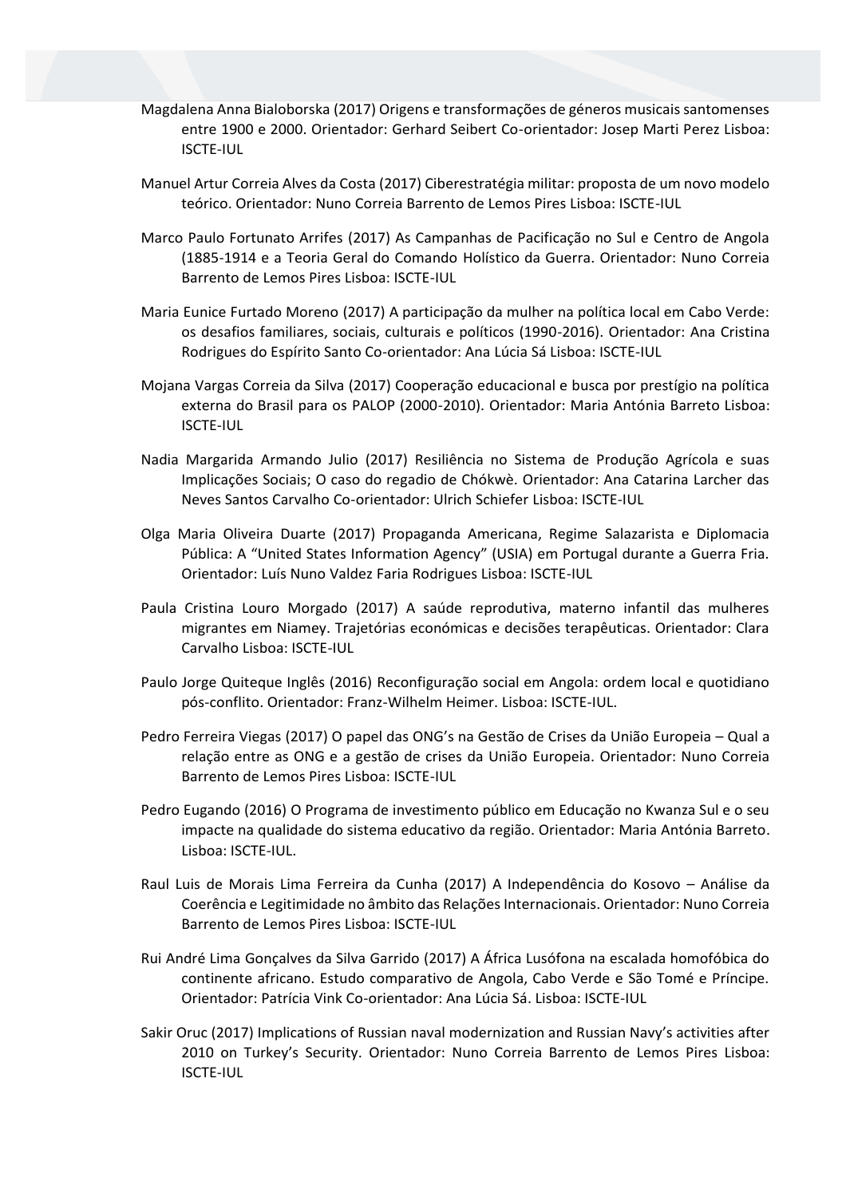Magdalena Anna Bialoborska (2017) Origens e transformações de géneros musicais santomenses entre 1900 e 2000. Orientador: Gerhard Seibert Co-orientador: Josep Marti Perez Lisboa: ISCTE-IUL

Manuel Artur Correia Alves da Costa (2017) Ciberestratégia militar: proposta de um novo modelo teórico. Orientador: Nuno Correia Barrento de Lemos Pires Lisboa: ISCTE-IUL

Marco Paulo Fortunato Arrifes (2017) As Campanhas de Pacificação no Sul e Centro de Angola (1885-1914 e a Teoria Geral do Comando Holístico da Guerra. Orientador: Nuno Correia Barrento de Lemos Pires Lisboa: ISCTE-IUL

Maria Eunice Furtado Moreno (2017) A participação da mulher na política local em Cabo Verde: os desafios familiares, sociais, culturais e políticos (1990-2016). Orientador: Ana Cristina Rodrigues do Espírito Santo Co-orientador: Ana Lúcia Sá Lisboa: ISCTE-IUL

Mojana Vargas Correia da Silva (2017) Cooperação educacional e busca por prestígio na política externa do Brasil para os PALOP (2000-2010). Orientador: Maria Antónia Barreto Lisboa: ISCTE-IUL

Nadia Margarida Armando Julio (2017) Resiliência no Sistema de Produção Agrícola e suas Implicações Sociais; O caso do regadio de Chókwè. Orientador: Ana Catarina Larcher das Neves Santos Carvalho Co-orientador: Ulrich Schiefer Lisboa: ISCTE-IUL

Olga Maria Oliveira Duarte (2017) Propaganda Americana, Regime Salazarista e Diplomacia Pública: A "United States Information Agency" (USIA) em Portugal durante a Guerra Fria. Orientador: Luís Nuno Valdez Faria Rodrigues Lisboa: ISCTE-IUL

Paula Cristina Louro Morgado (2017) A saúde reprodutiva, materno infantil das mulheres migrantes em Niamey. Trajetórias económicas e decisões terapêuticas. Orientador: Clara Carvalho Lisboa: ISCTE-IUL

Paulo Jorge Quiteque Inglês (2016) Reconfiguração social em Angola: ordem local e quotidiano pós-conflito. Orientador: Franz-Wilhelm Heimer. Lisboa: ISCTE-IUL.

Pedro Ferreira Viegas (2017) O papel das ONG's na Gestão de Crises da União Europeia – Qual a relação entre as ONG e a gestão de crises da União Europeia. Orientador: Nuno Correia Barrento de Lemos Pires Lisboa: ISCTE-IUL

Pedro Eugando (2016) O Programa de investimento público em Educação no Kwanza Sul e o seu impacte na qualidade do sistema educativo da região. Orientador: Maria Antónia Barreto. Lisboa: ISCTE-IUL.

Raul Luis de Morais Lima Ferreira da Cunha (2017) A Independência do Kosovo – Análise da Coerência e Legitimidade no âmbito das Relações Internacionais. Orientador: Nuno Correia Barrento de Lemos Pires Lisboa: ISCTE-IUL

Rui André Lima Gonçalves da Silva Garrido (2017) A África Lusófona na escalada homofóbica do continente africano. Estudo comparativo de Angola, Cabo Verde e São Tomé e Príncipe. Orientador: Patrícia Vink Co-orientador: Ana Lúcia Sá. Lisboa: ISCTE-IUL

Sakir Oruc (2017) Implications of Russian naval modernization and Russian Navy's activities after 2010 on Turkey's Security. Orientador: Nuno Correia Barrento de Lemos Pires Lisboa: ISCTE-IUL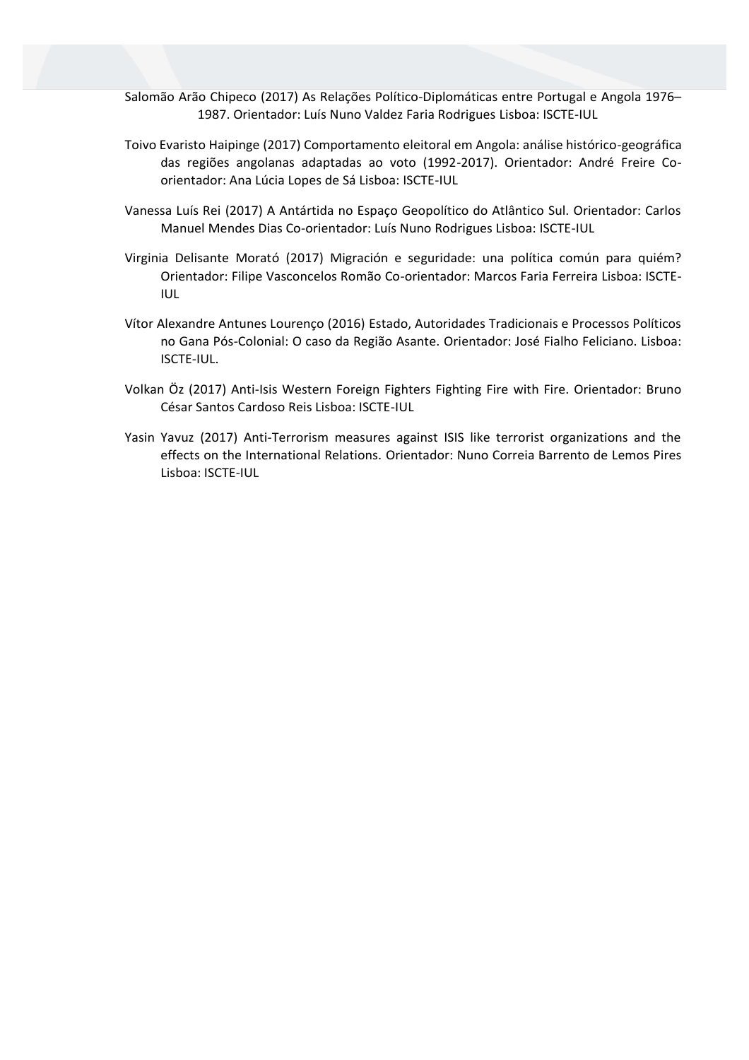Salomão Arão Chipeco (2017) As Relações Político-Diplomáticas entre Portugal e Angola 1976–1987. Orientador: Luís Nuno Valdez Faria Rodrigues Lisboa: ISCTE-IUL

Toivo Evaristo Haipinge (2017) Comportamento eleitoral em Angola: análise histórico-geográfica das regiões angolanas adaptadas ao voto (1992-2017). Orientador: André Freire Co-orientador: Ana Lúcia Lopes de Sá Lisboa: ISCTE-IUL

Vanessa Luís Rei (2017) A Antártida no Espaço Geopolítico do Atlântico Sul. Orientador: Carlos Manuel Mendes Dias Co-orientador: Luís Nuno Rodrigues Lisboa: ISCTE-IUL

Virginia Delisante Morató (2017) Migración e seguridade: una política común para quiém? Orientador: Filipe Vasconcelos Romão Co-orientador: Marcos Faria Ferreira Lisboa: ISCTE-IUL

Vítor Alexandre Antunes Lourenço (2016) Estado, Autoridades Tradicionais e Processos Políticos no Gana Pós-Colonial: O caso da Região Asante. Orientador: José Fialho Feliciano. Lisboa: ISCTE-IUL.

Volkan Öz (2017) Anti-Isis Western Foreign Fighters Fighting Fire with Fire. Orientador: Bruno César Santos Cardoso Reis Lisboa: ISCTE-IUL

Yasin Yavuz (2017) Anti-Terrorism measures against ISIS like terrorist organizations and the effects on the International Relations. Orientador: Nuno Correia Barrento de Lemos Pires Lisboa: ISCTE-IUL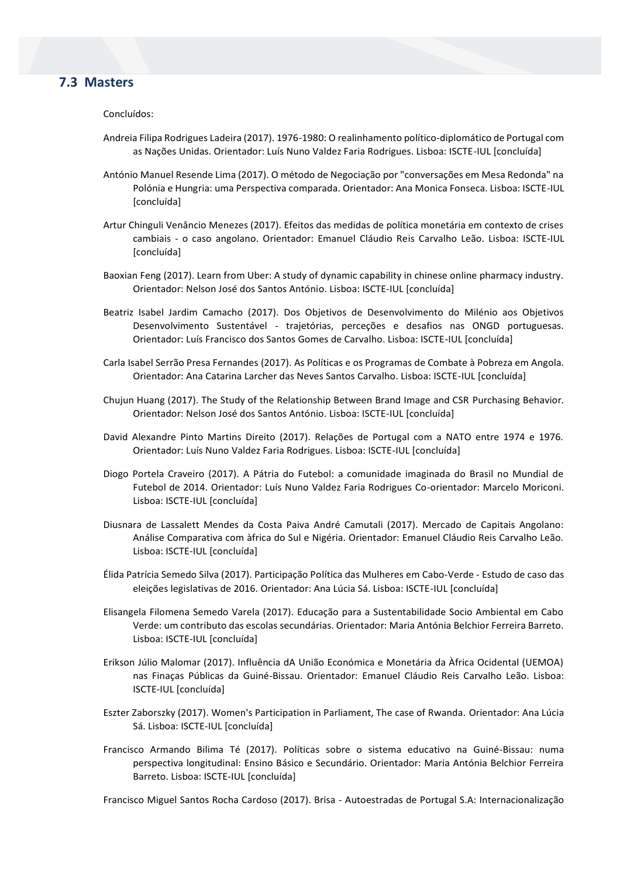## 7.3 Masters

Concluídos:

Andreia Filipa Rodrigues Ladeira (2017). 1976-1980: O realinhamento político-diplomático de Portugal com as Nações Unidas. Orientador: Luís Nuno Valdez Faria Rodrigues. Lisboa: ISCTE-IUL [concluída]

António Manuel Resende Lima (2017). O método de Negociação por "conversações em Mesa Redonda" na Polónia e Hungria: uma Perspectiva comparada. Orientador: Ana Monica Fonseca. Lisboa: ISCTE-IUL [concluída]

Artur Chinguli Venâncio Menezes (2017). Efeitos das medidas de política monetária em contexto de crises cambiais - o caso angolano. Orientador: Emanuel Cláudio Reis Carvalho Leão. Lisboa: ISCTE-IUL [concluída]

Baoxian Feng (2017). Learn from Uber: A study of dynamic capability in chinese online pharmacy industry. Orientador: Nelson José dos Santos António. Lisboa: ISCTE-IUL [concluída]

Beatriz Isabel Jardim Camacho (2017). Dos Objetivos de Desenvolvimento do Milénio aos Objetivos Desenvolvimento Sustentável - trajetórias, perceções e desafios nas ONGD portuguesas. Orientador: Luís Francisco dos Santos Gomes de Carvalho. Lisboa: ISCTE-IUL [concluída]

Carla Isabel Serrão Presa Fernandes (2017). As Políticas e os Programas de Combate à Pobreza em Angola. Orientador: Ana Catarina Larcher das Neves Santos Carvalho. Lisboa: ISCTE-IUL [concluída]

Chujun Huang (2017). The Study of the Relationship Between Brand Image and CSR Purchasing Behavior. Orientador: Nelson José dos Santos António. Lisboa: ISCTE-IUL [concluída]

David Alexandre Pinto Martins Direito (2017). Relações de Portugal com a NATO entre 1974 e 1976. Orientador: Luís Nuno Valdez Faria Rodrigues. Lisboa: ISCTE-IUL [concluída]

Diogo Portela Craveiro (2017). A Pátria do Futebol: a comunidade imaginada do Brasil no Mundial de Futebol de 2014. Orientador: Luís Nuno Valdez Faria Rodrigues Co-orientador: Marcelo Moriconi. Lisboa: ISCTE-IUL [concluída]

Diusnara de Lassalett Mendes da Costa Paiva André Camutali (2017). Mercado de Capitais Angolano: Análise Comparativa com àfrica do Sul e Nigéria. Orientador: Emanuel Cláudio Reis Carvalho Leão. Lisboa: ISCTE-IUL [concluída]

Élida Patrícia Semedo Silva (2017). Participação Política das Mulheres em Cabo-Verde - Estudo de caso das eleições legislativas de 2016. Orientador: Ana Lúcia Sá. Lisboa: ISCTE-IUL [concluída]

Elisangela Filomena Semedo Varela (2017). Educação para a Sustentabilidade Socio Ambiental em Cabo Verde: um contributo das escolas secundárias. Orientador: Maria Antónia Belchior Ferreira Barreto. Lisboa: ISCTE-IUL [concluída]

Erikson Júlio Malomar (2017). Influência dA União Económica e Monetária da Àfrica Ocidental (UEMOA) nas Finaças Públicas da Guiné-Bissau. Orientador: Emanuel Cláudio Reis Carvalho Leão. Lisboa: ISCTE-IUL [concluída]

Eszter Zaborszky (2017). Women's Participation in Parliament, The case of Rwanda. Orientador: Ana Lúcia Sá. Lisboa: ISCTE-IUL [concluída]

Francisco Armando Bilima Té (2017). Políticas sobre o sistema educativo na Guiné-Bissau: numa perspectiva longitudinal: Ensino Básico e Secundário. Orientador: Maria Antónia Belchior Ferreira Barreto. Lisboa: ISCTE-IUL [concluída]

Francisco Miguel Santos Rocha Cardoso (2017). Brisa - Autoestradas de Portugal S.A: Internacionalização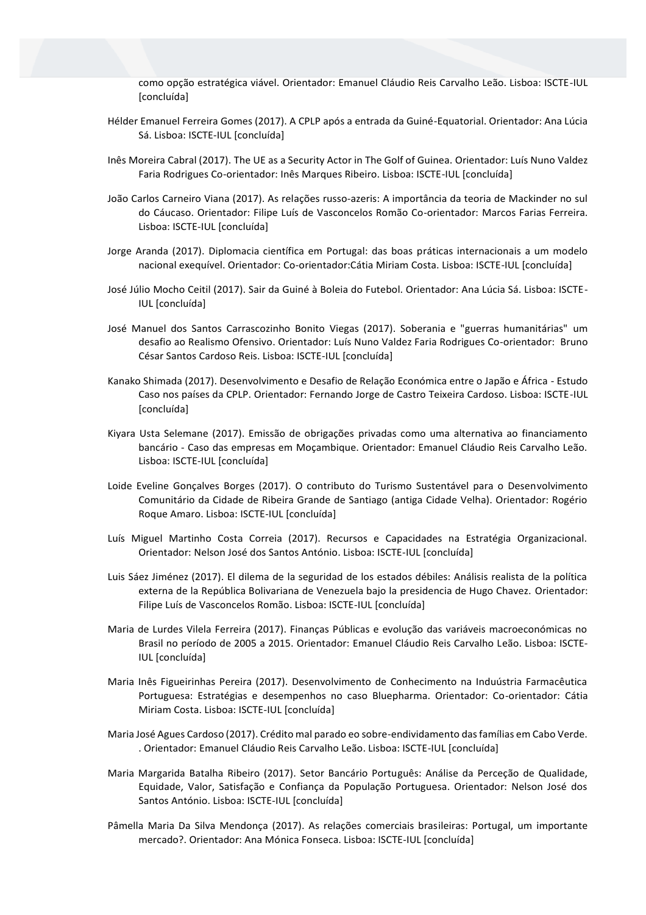como opção estratégica viável. Orientador: Emanuel Cláudio Reis Carvalho Leão. Lisboa: ISCTE-IUL [concluída]

Hélder Emanuel Ferreira Gomes (2017). A CPLP após a entrada da Guiné-Equatorial. Orientador: Ana Lúcia Sá. Lisboa: ISCTE-IUL [concluída]

Inês Moreira Cabral (2017). The UE as a Security Actor in The Golf of Guinea. Orientador: Luís Nuno Valdez Faria Rodrigues Co-orientador: Inês Marques Ribeiro. Lisboa: ISCTE-IUL [concluída]

João Carlos Carneiro Viana (2017). As relações russo-azeris: A importância da teoria de Mackinder no sul do Cáucaso. Orientador: Filipe Luís de Vasconcelos Romão Co-orientador: Marcos Farias Ferreira. Lisboa: ISCTE-IUL [concluída]

Jorge Aranda (2017). Diplomacia científica em Portugal: das boas práticas internacionais a um modelo nacional exequível. Orientador: Co-orientador:Cátia Miriam Costa. Lisboa: ISCTE-IUL [concluída]

José Júlio Mocho Ceitil (2017). Sair da Guiné à Boleia do Futebol. Orientador: Ana Lúcia Sá. Lisboa: ISCTE-IUL [concluída]

José Manuel dos Santos Carrascozinho Bonito Viegas (2017). Soberania e "guerras humanitárias" um desafio ao Realismo Ofensivo. Orientador: Luís Nuno Valdez Faria Rodrigues Co-orientador: Bruno César Santos Cardoso Reis. Lisboa: ISCTE-IUL [concluída]

Kanako Shimada (2017). Desenvolvimento e Desafio de Relação Económica entre o Japão e África - Estudo Caso nos países da CPLP. Orientador: Fernando Jorge de Castro Teixeira Cardoso. Lisboa: ISCTE-IUL [concluída]

Kiyara Usta Selemane (2017). Emissão de obrigações privadas como uma alternativa ao financiamento bancário - Caso das empresas em Moçambique. Orientador: Emanuel Cláudio Reis Carvalho Leão. Lisboa: ISCTE-IUL [concluída]

Loide Eveline Gonçalves Borges (2017). O contributo do Turismo Sustentável para o Desenvolvimento Comunitário da Cidade de Ribeira Grande de Santiago (antiga Cidade Velha). Orientador: Rogério Roque Amaro. Lisboa: ISCTE-IUL [concluída]

Luís Miguel Martinho Costa Correia (2017). Recursos e Capacidades na Estratégia Organizacional. Orientador: Nelson José dos Santos António. Lisboa: ISCTE-IUL [concluída]

Luis Sáez Jiménez (2017). El dilema de la seguridad de los estados débiles: Análisis realista de la política externa de la República Bolivariana de Venezuela bajo la presidencia de Hugo Chavez. Orientador: Filipe Luís de Vasconcelos Romão. Lisboa: ISCTE-IUL [concluída]

Maria de Lurdes Vilela Ferreira (2017). Finanças Públicas e evolução das variáveis macroeconómicas no Brasil no período de 2005 a 2015. Orientador: Emanuel Cláudio Reis Carvalho Leão. Lisboa: ISCTE-IUL [concluída]

Maria Inês Figueirinhas Pereira (2017). Desenvolvimento de Conhecimento na Induústria Farmacêutica Portuguesa: Estratégias e desempenhos no caso Bluepharma. Orientador: Co-orientador: Cátia Miriam Costa. Lisboa: ISCTE-IUL [concluída]

Maria José Agues Cardoso (2017). Crédito mal parado eo sobre-endividamento das famílias em Cabo Verde. . Orientador: Emanuel Cláudio Reis Carvalho Leão. Lisboa: ISCTE-IUL [concluída]

Maria Margarida Batalha Ribeiro (2017). Setor Bancário Português: Análise da Perceção de Qualidade, Equidade, Valor, Satisfação e Confiança da População Portuguesa. Orientador: Nelson José dos Santos António. Lisboa: ISCTE-IUL [concluída]

Pâmella Maria Da Silva Mendonça (2017). As relações comerciais brasileiras: Portugal, um importante mercado?. Orientador: Ana Mónica Fonseca. Lisboa: ISCTE-IUL [concluída]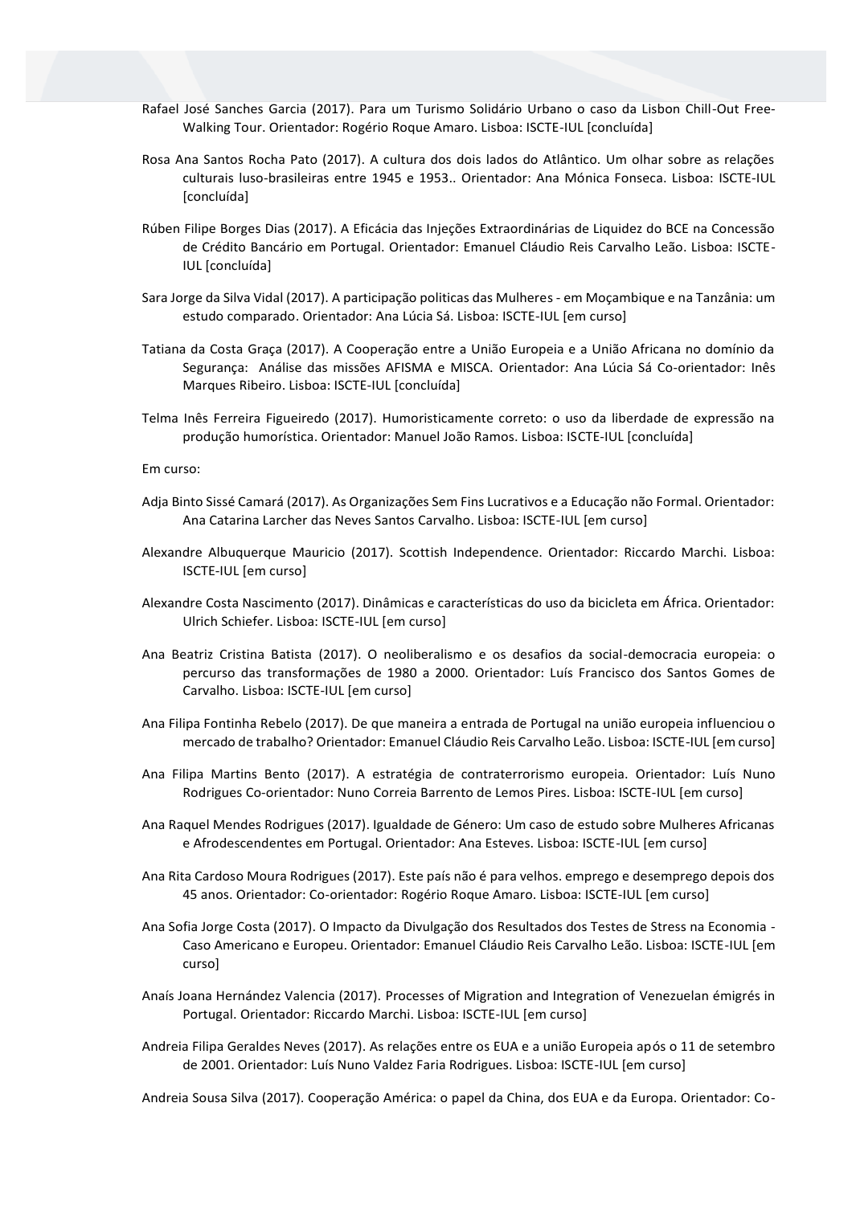Rafael José Sanches Garcia (2017). Para um Turismo Solidário Urbano o caso da Lisbon Chill-Out Free-Walking Tour. Orientador: Rogério Roque Amaro. Lisboa: ISCTE-IUL [concluída]

Rosa Ana Santos Rocha Pato (2017). A cultura dos dois lados do Atlântico. Um olhar sobre as relações culturais luso-brasileiras entre 1945 e 1953.. Orientador: Ana Mónica Fonseca. Lisboa: ISCTE-IUL [concluída]

Rúben Filipe Borges Dias (2017). A Eficácia das Injeções Extraordinárias de Liquidez do BCE na Concessão de Crédito Bancário em Portugal. Orientador: Emanuel Cláudio Reis Carvalho Leão. Lisboa: ISCTE-IUL [concluída]

Sara Jorge da Silva Vidal (2017). A participação politicas das Mulheres - em Moçambique e na Tanzânia: um estudo comparado. Orientador: Ana Lúcia Sá. Lisboa: ISCTE-IUL [em curso]

Tatiana da Costa Graça (2017). A Cooperação entre a União Europeia e a União Africana no domínio da Segurança: Análise das missões AFISMA e MISCA. Orientador: Ana Lúcia Sá Co-orientador: Inês Marques Ribeiro. Lisboa: ISCTE-IUL [concluída]

Telma Inês Ferreira Figueiredo (2017). Humoristicamente correto: o uso da liberdade de expressão na produção humorística. Orientador: Manuel João Ramos. Lisboa: ISCTE-IUL [concluída]

Em curso:

Adja Binto Sissé Camará (2017). As Organizações Sem Fins Lucrativos e a Educação não Formal. Orientador: Ana Catarina Larcher das Neves Santos Carvalho. Lisboa: ISCTE-IUL [em curso]

Alexandre Albuquerque Mauricio (2017). Scottish Independence. Orientador: Riccardo Marchi. Lisboa: ISCTE-IUL [em curso]

Alexandre Costa Nascimento (2017). Dinâmicas e características do uso da bicicleta em África. Orientador: Ulrich Schiefer. Lisboa: ISCTE-IUL [em curso]

Ana Beatriz Cristina Batista (2017). O neoliberalismo e os desafios da social-democracia europeia: o percurso das transformações de 1980 a 2000. Orientador: Luís Francisco dos Santos Gomes de Carvalho. Lisboa: ISCTE-IUL [em curso]

Ana Filipa Fontinha Rebelo (2017). De que maneira a entrada de Portugal na união europeia influenciou o mercado de trabalho? Orientador: Emanuel Cláudio Reis Carvalho Leão. Lisboa: ISCTE-IUL [em curso]

Ana Filipa Martins Bento (2017). A estratégia de contraterrorismo europeia. Orientador: Luís Nuno Rodrigues Co-orientador: Nuno Correia Barrento de Lemos Pires. Lisboa: ISCTE-IUL [em curso]

Ana Raquel Mendes Rodrigues (2017). Igualdade de Género: Um caso de estudo sobre Mulheres Africanas e Afrodescendentes em Portugal. Orientador: Ana Esteves. Lisboa: ISCTE-IUL [em curso]

Ana Rita Cardoso Moura Rodrigues (2017). Este país não é para velhos. emprego e desemprego depois dos 45 anos. Orientador: Co-orientador: Rogério Roque Amaro. Lisboa: ISCTE-IUL [em curso]

Ana Sofia Jorge Costa (2017). O Impacto da Divulgação dos Resultados dos Testes de Stress na Economia - Caso Americano e Europeu. Orientador: Emanuel Cláudio Reis Carvalho Leão. Lisboa: ISCTE-IUL [em curso]

Anaís Joana Hernández Valencia (2017). Processes of Migration and Integration of Venezuelan émigrés in Portugal. Orientador: Riccardo Marchi. Lisboa: ISCTE-IUL [em curso]

Andreia Filipa Geraldes Neves (2017). As relações entre os EUA e a união Europeia após o 11 de setembro de 2001. Orientador: Luís Nuno Valdez Faria Rodrigues. Lisboa: ISCTE-IUL [em curso]

Andreia Sousa Silva (2017). Cooperação América: o papel da China, dos EUA e da Europa. Orientador: Co-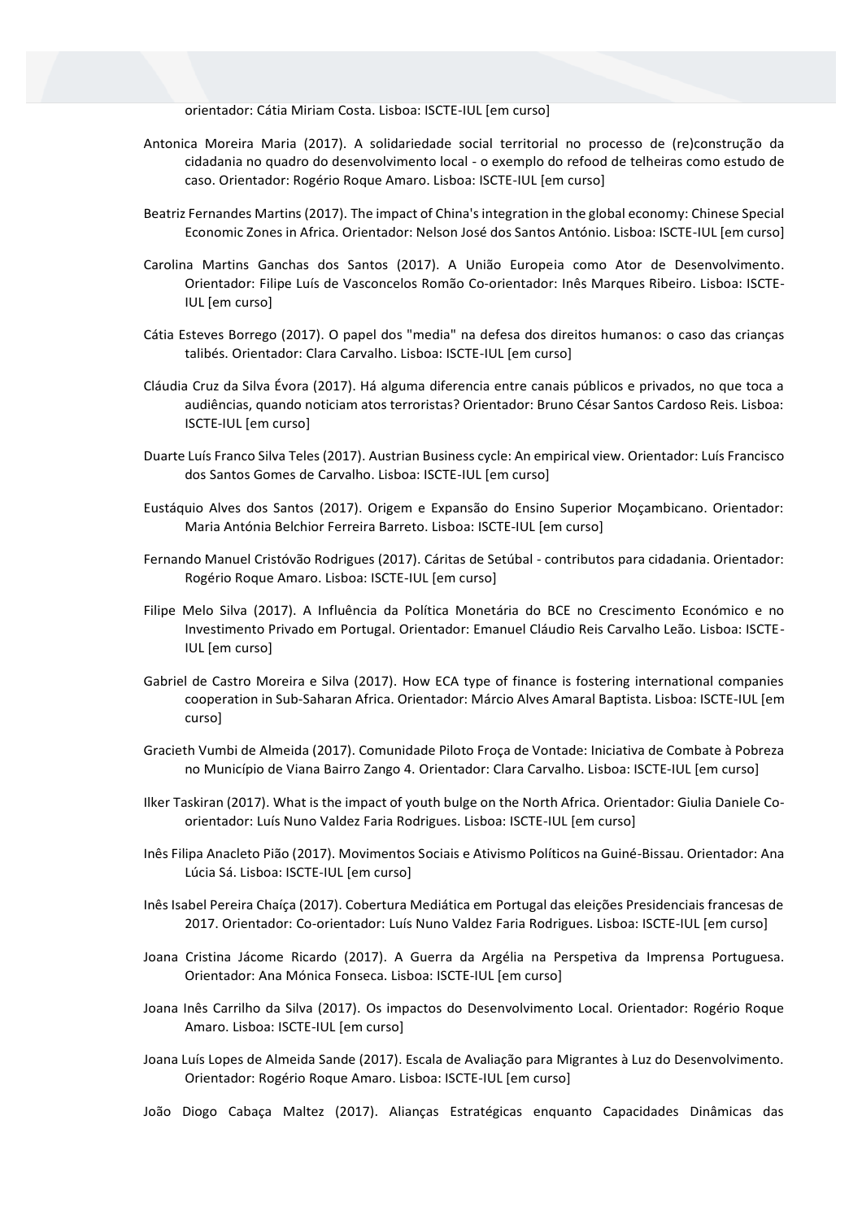orientador: Cátia Miriam Costa. Lisboa: ISCTE-IUL [em curso]

Antonica Moreira Maria (2017). A solidariedade social territorial no processo de (re)construção da cidadania no quadro do desenvolvimento local - o exemplo do refood de telheiras como estudo de caso. Orientador: Rogério Roque Amaro. Lisboa: ISCTE-IUL [em curso]

Beatriz Fernandes Martins (2017). The impact of China's integration in the global economy: Chinese Special Economic Zones in Africa. Orientador: Nelson José dos Santos António. Lisboa: ISCTE-IUL [em curso]

Carolina Martins Ganchas dos Santos (2017). A União Europeia como Ator de Desenvolvimento. Orientador: Filipe Luís de Vasconcelos Romão Co-orientador: Inês Marques Ribeiro. Lisboa: ISCTE-IUL [em curso]

Cátia Esteves Borrego (2017). O papel dos "media" na defesa dos direitos humanos: o caso das crianças talibés. Orientador: Clara Carvalho. Lisboa: ISCTE-IUL [em curso]

Cláudia Cruz da Silva Évora (2017). Há alguma diferencia entre canais públicos e privados, no que toca a audiências, quando noticiam atos terroristas? Orientador: Bruno César Santos Cardoso Reis. Lisboa: ISCTE-IUL [em curso]

Duarte Luís Franco Silva Teles (2017). Austrian Business cycle: An empirical view. Orientador: Luís Francisco dos Santos Gomes de Carvalho. Lisboa: ISCTE-IUL [em curso]

Eustáquio Alves dos Santos (2017). Origem e Expansão do Ensino Superior Moçambicano. Orientador: Maria Antónia Belchior Ferreira Barreto. Lisboa: ISCTE-IUL [em curso]

Fernando Manuel Cristóvão Rodrigues (2017). Cáritas de Setúbal - contributos para cidadania. Orientador: Rogério Roque Amaro. Lisboa: ISCTE-IUL [em curso]

Filipe Melo Silva (2017). A Influência da Política Monetária do BCE no Crescimento Económico e no Investimento Privado em Portugal. Orientador: Emanuel Cláudio Reis Carvalho Leão. Lisboa: ISCTE-IUL [em curso]

Gabriel de Castro Moreira e Silva (2017). How ECA type of finance is fostering international companies cooperation in Sub-Saharan Africa. Orientador: Márcio Alves Amaral Baptista. Lisboa: ISCTE-IUL [em curso]

Gracieth Vumbi de Almeida (2017). Comunidade Piloto Froça de Vontade: Iniciativa de Combate à Pobreza no Município de Viana Bairro Zango 4. Orientador: Clara Carvalho. Lisboa: ISCTE-IUL [em curso]

Ilker Taskiran (2017). What is the impact of youth bulge on the North Africa. Orientador: Giulia Daniele Co-orientador: Luís Nuno Valdez Faria Rodrigues. Lisboa: ISCTE-IUL [em curso]

Inês Filipa Anacleto Pião (2017). Movimentos Sociais e Ativismo Políticos na Guiné-Bissau. Orientador: Ana Lúcia Sá. Lisboa: ISCTE-IUL [em curso]

Inês Isabel Pereira Chaíça (2017). Cobertura Mediática em Portugal das eleições Presidenciais francesas de 2017. Orientador: Co-orientador: Luís Nuno Valdez Faria Rodrigues. Lisboa: ISCTE-IUL [em curso]

Joana Cristina Jácome Ricardo (2017). A Guerra da Argélia na Perspetiva da Imprensa Portuguesa. Orientador: Ana Mónica Fonseca. Lisboa: ISCTE-IUL [em curso]

Joana Inês Carrilho da Silva (2017). Os impactos do Desenvolvimento Local. Orientador: Rogério Roque Amaro. Lisboa: ISCTE-IUL [em curso]

Joana Luís Lopes de Almeida Sande (2017). Escala de Avaliação para Migrantes à Luz do Desenvolvimento. Orientador: Rogério Roque Amaro. Lisboa: ISCTE-IUL [em curso]

João Diogo Cabaça Maltez (2017). Alianças Estratégicas enquanto Capacidades Dinâmicas das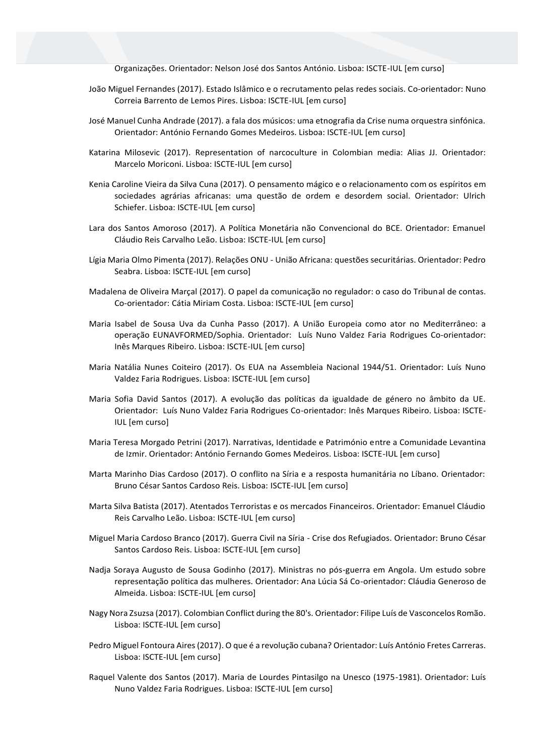Organizações. Orientador: Nelson José dos Santos António. Lisboa: ISCTE-IUL [em curso]

João Miguel Fernandes (2017). Estado Islâmico e o recrutamento pelas redes sociais. Co-orientador: Nuno Correia Barrento de Lemos Pires. Lisboa: ISCTE-IUL [em curso]

José Manuel Cunha Andrade (2017). a fala dos músicos: uma etnografia da Crise numa orquestra sinfónica. Orientador: António Fernando Gomes Medeiros. Lisboa: ISCTE-IUL [em curso]

Katarina Milosevic (2017). Representation of narcoculture in Colombian media: Alias JJ. Orientador: Marcelo Moriconi. Lisboa: ISCTE-IUL [em curso]

Kenia Caroline Vieira da Silva Cuna (2017). O pensamento mágico e o relacionamento com os espíritos em sociedades agrárias africanas: uma questão de ordem e desordem social. Orientador: Ulrich Schiefer. Lisboa: ISCTE-IUL [em curso]

Lara dos Santos Amoroso (2017). A Política Monetária não Convencional do BCE. Orientador: Emanuel Cláudio Reis Carvalho Leão. Lisboa: ISCTE-IUL [em curso]

Lígia Maria Olmo Pimenta (2017). Relações ONU - União Africana: questões securitárias. Orientador: Pedro Seabra. Lisboa: ISCTE-IUL [em curso]

Madalena de Oliveira Marçal (2017). O papel da comunicação no regulador: o caso do Tribunal de contas. Co-orientador: Cátia Miriam Costa. Lisboa: ISCTE-IUL [em curso]

Maria Isabel de Sousa Uva da Cunha Passo (2017). A União Europeia como ator no Mediterrâneo: a operação EUNAVFORMED/Sophia. Orientador: Luís Nuno Valdez Faria Rodrigues Co-orientador: Inês Marques Ribeiro. Lisboa: ISCTE-IUL [em curso]

Maria Natália Nunes Coiteiro (2017). Os EUA na Assembleia Nacional 1944/51. Orientador: Luís Nuno Valdez Faria Rodrigues. Lisboa: ISCTE-IUL [em curso]

Maria Sofia David Santos (2017). A evolução das políticas da igualdade de género no âmbito da UE. Orientador: Luís Nuno Valdez Faria Rodrigues Co-orientador: Inês Marques Ribeiro. Lisboa: ISCTE-IUL [em curso]

Maria Teresa Morgado Petrini (2017). Narrativas, Identidade e Património entre a Comunidade Levantina de Izmir. Orientador: António Fernando Gomes Medeiros. Lisboa: ISCTE-IUL [em curso]

Marta Marinho Dias Cardoso (2017). O conflito na Síria e a resposta humanitária no Líbano. Orientador: Bruno César Santos Cardoso Reis. Lisboa: ISCTE-IUL [em curso]

Marta Silva Batista (2017). Atentados Terroristas e os mercados Financeiros. Orientador: Emanuel Cláudio Reis Carvalho Leão. Lisboa: ISCTE-IUL [em curso]

Miguel Maria Cardoso Branco (2017). Guerra Civil na Síria - Crise dos Refugiados. Orientador: Bruno César Santos Cardoso Reis. Lisboa: ISCTE-IUL [em curso]

Nadja Soraya Augusto de Sousa Godinho (2017). Ministras no pós-guerra em Angola. Um estudo sobre representação política das mulheres. Orientador: Ana Lúcia Sá Co-orientador: Cláudia Generoso de Almeida. Lisboa: ISCTE-IUL [em curso]

Nagy Nora Zsuzsa (2017). Colombian Conflict during the 80's. Orientador: Filipe Luís de Vasconcelos Romão. Lisboa: ISCTE-IUL [em curso]

Pedro Miguel Fontoura Aires (2017). O que é a revolução cubana? Orientador: Luís António Fretes Carreras. Lisboa: ISCTE-IUL [em curso]

Raquel Valente dos Santos (2017). Maria de Lourdes Pintasilgo na Unesco (1975-1981). Orientador: Luís Nuno Valdez Faria Rodrigues. Lisboa: ISCTE-IUL [em curso]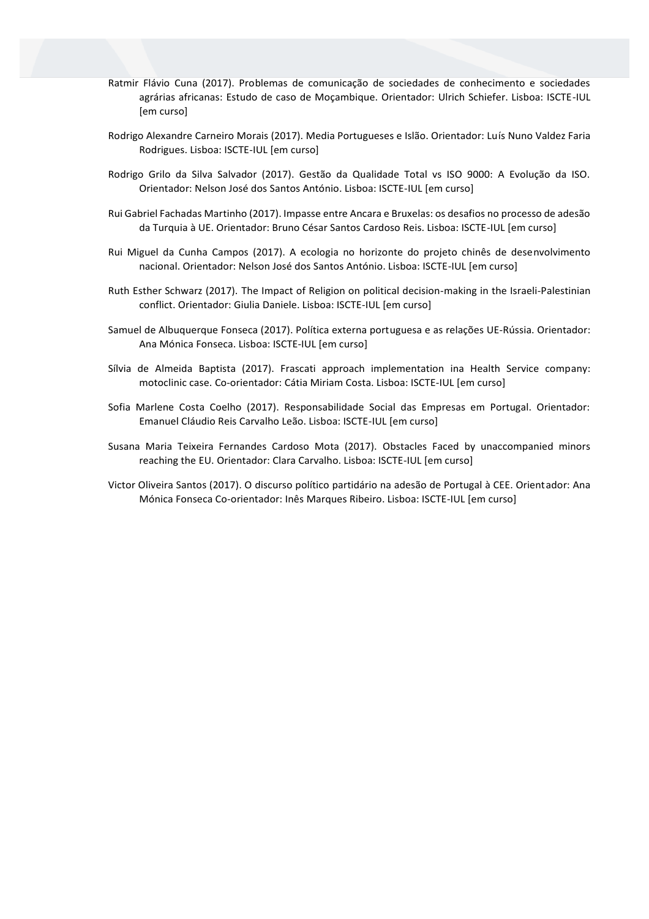Ratmir Flávio Cuna (2017). Problemas de comunicação de sociedades de conhecimento e sociedades agrárias africanas: Estudo de caso de Moçambique. Orientador: Ulrich Schiefer. Lisboa: ISCTE-IUL [em curso]

Rodrigo Alexandre Carneiro Morais (2017). Media Portugueses e Islão. Orientador: Luís Nuno Valdez Faria Rodrigues. Lisboa: ISCTE-IUL [em curso]

Rodrigo Grilo da Silva Salvador (2017). Gestão da Qualidade Total vs ISO 9000: A Evolução da ISO. Orientador: Nelson José dos Santos António. Lisboa: ISCTE-IUL [em curso]

Rui Gabriel Fachadas Martinho (2017). Impasse entre Ancara e Bruxelas: os desafios no processo de adesão da Turquia à UE. Orientador: Bruno César Santos Cardoso Reis. Lisboa: ISCTE-IUL [em curso]

Rui Miguel da Cunha Campos (2017). A ecologia no horizonte do projeto chinês de desenvolvimento nacional. Orientador: Nelson José dos Santos António. Lisboa: ISCTE-IUL [em curso]

Ruth Esther Schwarz (2017). The Impact of Religion on political decision-making in the Israeli-Palestinian conflict. Orientador: Giulia Daniele. Lisboa: ISCTE-IUL [em curso]

Samuel de Albuquerque Fonseca (2017). Política externa portuguesa e as relações UE-Rússia. Orientador: Ana Mónica Fonseca. Lisboa: ISCTE-IUL [em curso]

Sílvia de Almeida Baptista (2017). Frascati approach implementation ina Health Service company: motoclinic case. Co-orientador: Cátia Miriam Costa. Lisboa: ISCTE-IUL [em curso]

Sofia Marlene Costa Coelho (2017). Responsabilidade Social das Empresas em Portugal. Orientador: Emanuel Cláudio Reis Carvalho Leão. Lisboa: ISCTE-IUL [em curso]

Susana Maria Teixeira Fernandes Cardoso Mota (2017). Obstacles Faced by unaccompanied minors reaching the EU. Orientador: Clara Carvalho. Lisboa: ISCTE-IUL [em curso]

Victor Oliveira Santos (2017). O discurso político partidário na adesão de Portugal à CEE. Orientador: Ana Mónica Fonseca Co-orientador: Inês Marques Ribeiro. Lisboa: ISCTE-IUL [em curso]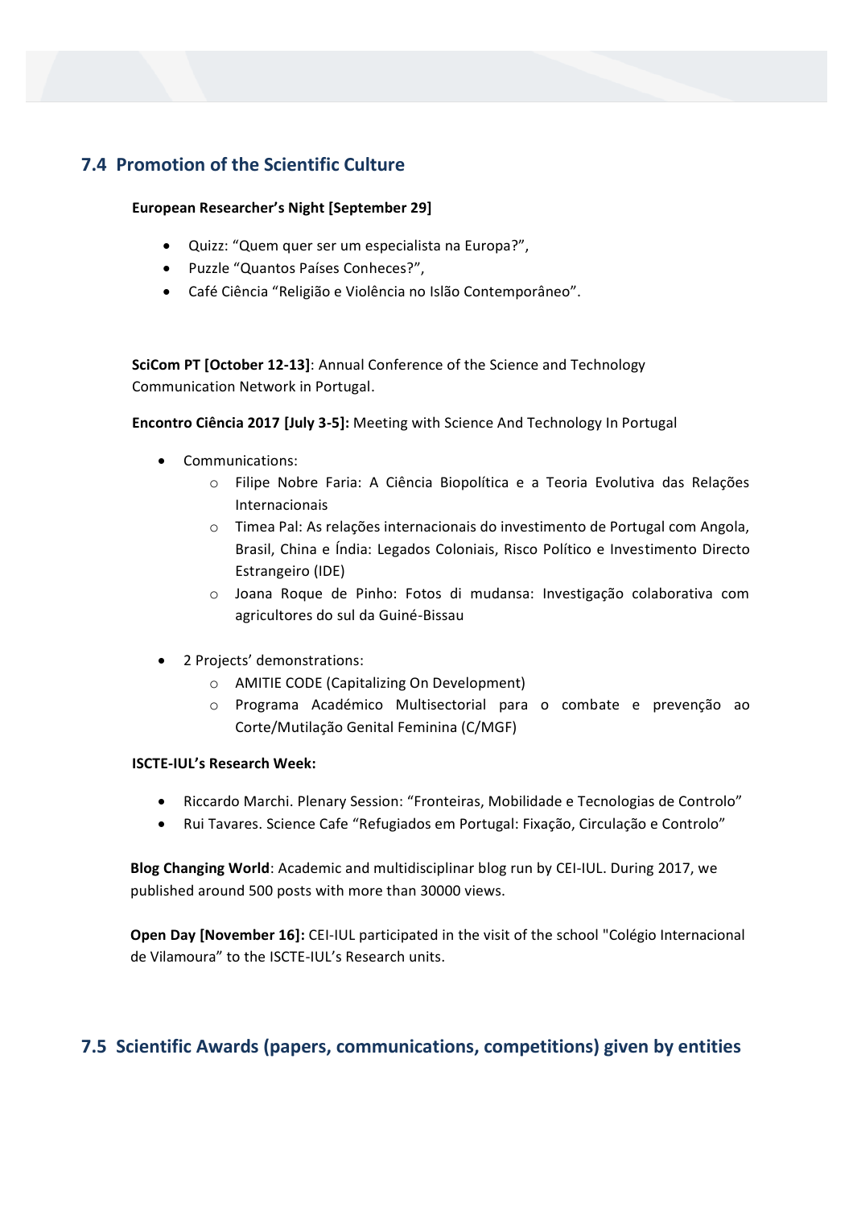## 7.4 Promotion of the Scientific Culture

**European Researcher's Night [September 29]**

- Quizz: "Quem quer ser um especialista na Europa?",
- Puzzle "Quantos Países Conheces?",
- Café Ciência "Religião e Violência no Islão Contemporâneo".

**SciCom PT [October 12-13]**: Annual Conference of the Science and Technology Communication Network in Portugal.

**Encontro Ciência 2017 [July 3-5]:** Meeting with Science And Technology In Portugal

- Communications:
  - Filipe Nobre Faria: A Ciência Biopolítica e a Teoria Evolutiva das Relações Internacionais
  - Timea Pal: As relações internacionais do investimento de Portugal com Angola, Brasil, China e Índia: Legados Coloniais, Risco Político e Investimento Directo Estrangeiro (IDE)
  - Joana Roque de Pinho: Fotos di mudansa: Investigação colaborativa com agricultores do sul da Guiné-Bissau

- 2 Projects' demonstrations:
  - AMITIE CODE (Capitalizing On Development)
  - Programa Académico Multisectorial para o combate e prevenção ao Corte/Mutilação Genital Feminina (C/MGF)

**ISCTE-IUL's Research Week:**

- Riccardo Marchi. Plenary Session: "Fronteiras, Mobilidade e Tecnologias de Controlo"
- Rui Tavares. Science Cafe "Refugiados em Portugal: Fixação, Circulação e Controlo"

**Blog Changing World**: Academic and multidisciplinar blog run by CEI-IUL. During 2017, we published around 500 posts with more than 30000 views.

**Open Day [November 16]:** CEI-IUL participated in the visit of the school "Colégio Internacional de Vilamoura" to the ISCTE-IUL's Research units.

## 7.5 Scientific Awards (papers, communications, competitions) given by entities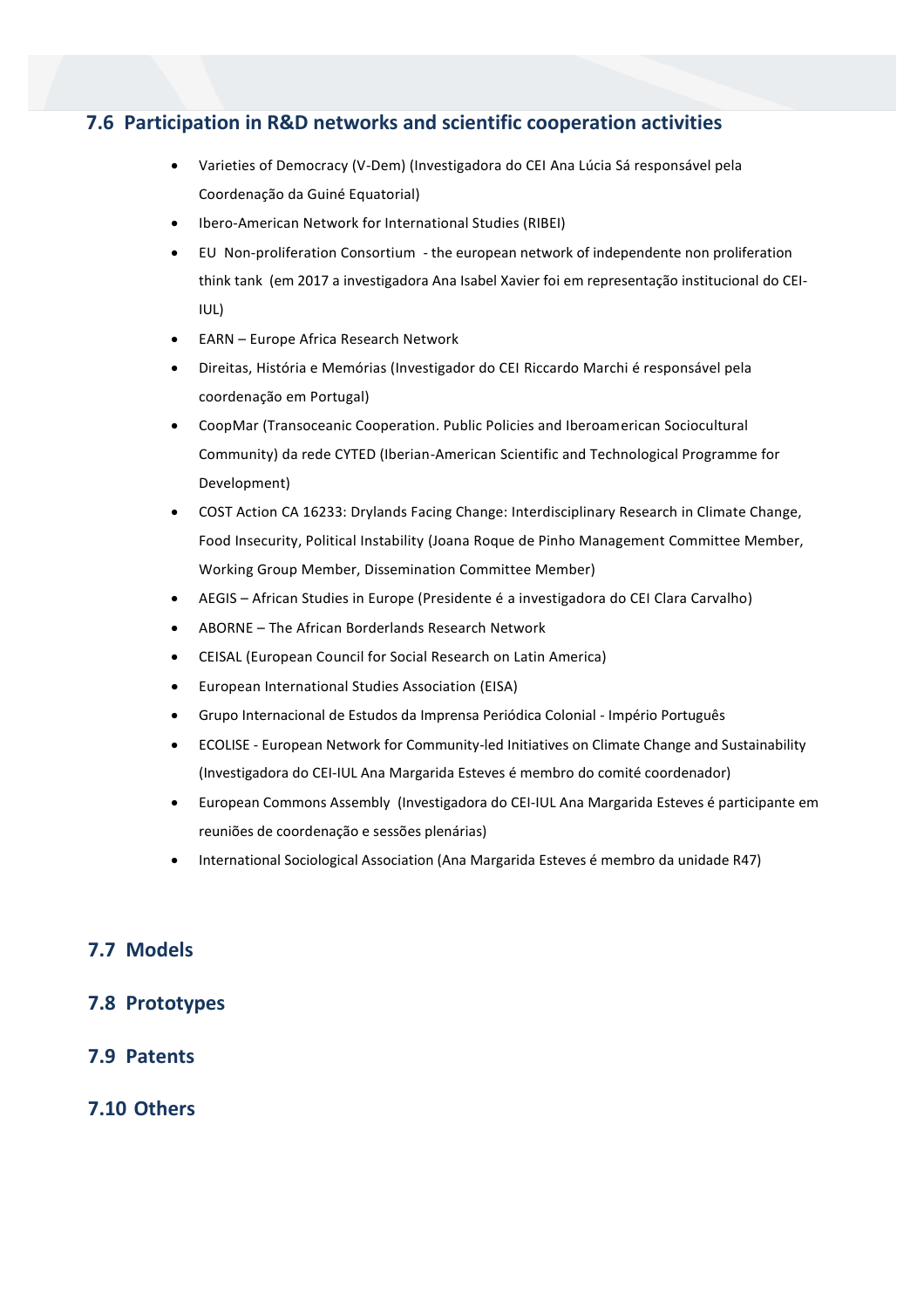## 7.6 Participation in R&D networks and scientific cooperation activities

- Varieties of Democracy (V-Dem) (Investigadora do CEI Ana Lúcia Sá responsável pela Coordenação da Guiné Equatorial)
- Ibero-American Network for International Studies (RIBEI)
- EU Non-proliferation Consortium - the european network of independente non proliferation think tank (em 2017 a investigadora Ana Isabel Xavier foi em representação institucional do CEI-IUL)
- EARN – Europe Africa Research Network
- Direitas, História e Memórias (Investigador do CEI Riccardo Marchi é responsável pela coordenação em Portugal)
- CoopMar (Transoceanic Cooperation. Public Policies and Iberoamerican Sociocultural Community) da rede CYTED (Iberian-American Scientific and Technological Programme for Development)
- COST Action CA 16233: Drylands Facing Change: Interdisciplinary Research in Climate Change, Food Insecurity, Political Instability (Joana Roque de Pinho Management Committee Member, Working Group Member, Dissemination Committee Member)
- AEGIS – African Studies in Europe (Presidente é a investigadora do CEI Clara Carvalho)
- ABORNE – The African Borderlands Research Network
- CEISAL (European Council for Social Research on Latin America)
- European International Studies Association (EISA)
- Grupo Internacional de Estudos da Imprensa Periódica Colonial - Império Português
- ECOLISE - European Network for Community-led Initiatives on Climate Change and Sustainability (Investigadora do CEI-IUL Ana Margarida Esteves é membro do comité coordenador)
- European Commons Assembly (Investigadora do CEI-IUL Ana Margarida Esteves é participante em reuniões de coordenação e sessões plenárias)
- International Sociological Association (Ana Margarida Esteves é membro da unidade R47)

## 7.7 Models

## 7.8 Prototypes

## 7.9 Patents

## 7.10 Others